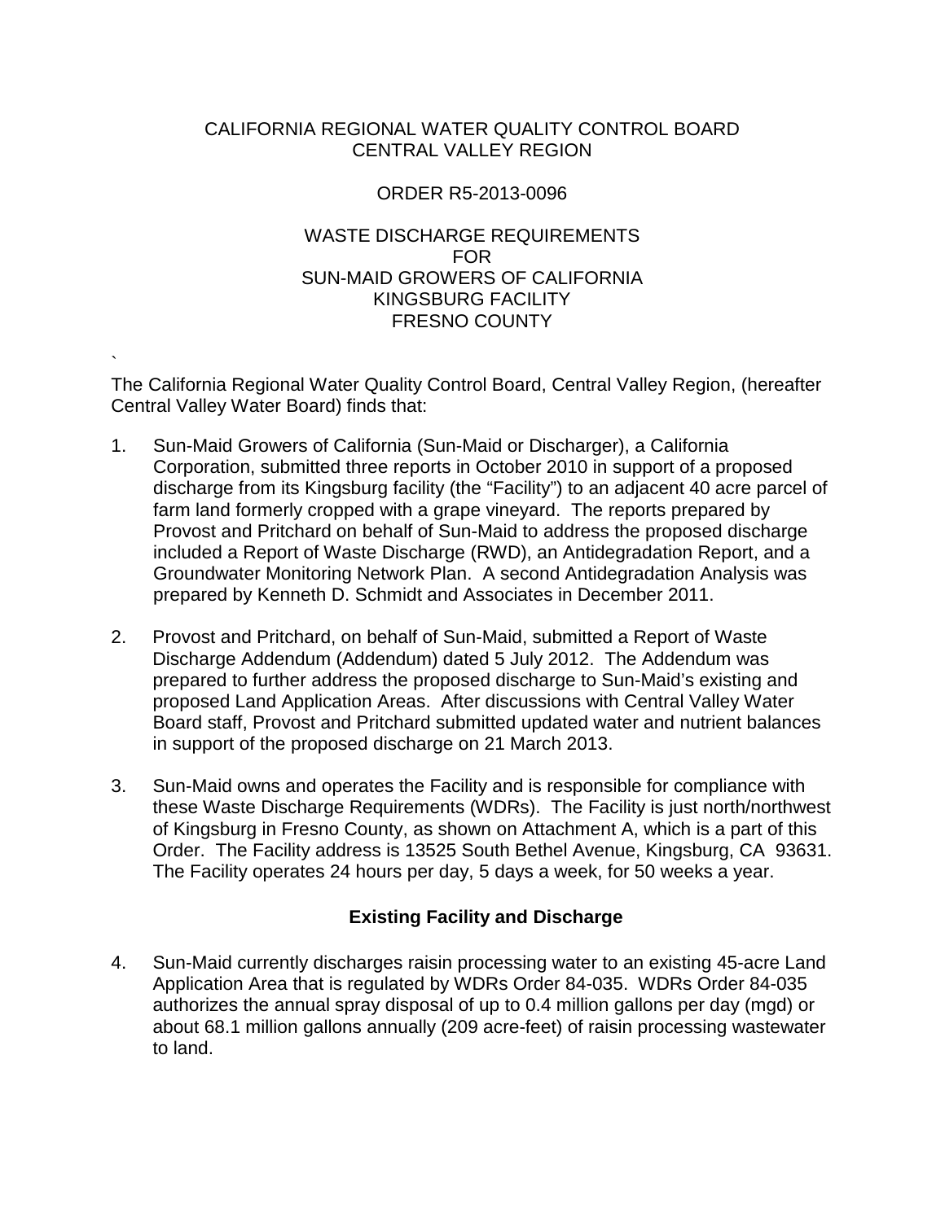CALIFORNIA REGIONAL WATER QUALITY CONTROL BOARD
CENTRAL VALLEY REGION

ORDER R5-2013-0096

WASTE DISCHARGE REQUIREMENTS
FOR
SUN-MAID GROWERS OF CALIFORNIA
KINGSBURG FACILITY
FRESNO COUNTY

`

The California Regional Water Quality Control Board, Central Valley Region, (hereafter Central Valley Water Board) finds that:

1. Sun-Maid Growers of California (Sun-Maid or Discharger), a California Corporation, submitted three reports in October 2010 in support of a proposed discharge from its Kingsburg facility (the "Facility") to an adjacent 40 acre parcel of farm land formerly cropped with a grape vineyard. The reports prepared by Provost and Pritchard on behalf of Sun-Maid to address the proposed discharge included a Report of Waste Discharge (RWD), an Antidegradation Report, and a Groundwater Monitoring Network Plan. A second Antidegradation Analysis was prepared by Kenneth D. Schmidt and Associates in December 2011.

2. Provost and Pritchard, on behalf of Sun-Maid, submitted a Report of Waste Discharge Addendum (Addendum) dated 5 July 2012. The Addendum was prepared to further address the proposed discharge to Sun-Maid's existing and proposed Land Application Areas. After discussions with Central Valley Water Board staff, Provost and Pritchard submitted updated water and nutrient balances in support of the proposed discharge on 21 March 2013.

3. Sun-Maid owns and operates the Facility and is responsible for compliance with these Waste Discharge Requirements (WDRs). The Facility is just north/northwest of Kingsburg in Fresno County, as shown on Attachment A, which is a part of this Order. The Facility address is 13525 South Bethel Avenue, Kingsburg, CA 93631. The Facility operates 24 hours per day, 5 days a week, for 50 weeks a year.

## Existing Facility and Discharge

4. Sun-Maid currently discharges raisin processing water to an existing 45-acre Land Application Area that is regulated by WDRs Order 84-035. WDRs Order 84-035 authorizes the annual spray disposal of up to 0.4 million gallons per day (mgd) or about 68.1 million gallons annually (209 acre-feet) of raisin processing wastewater to land.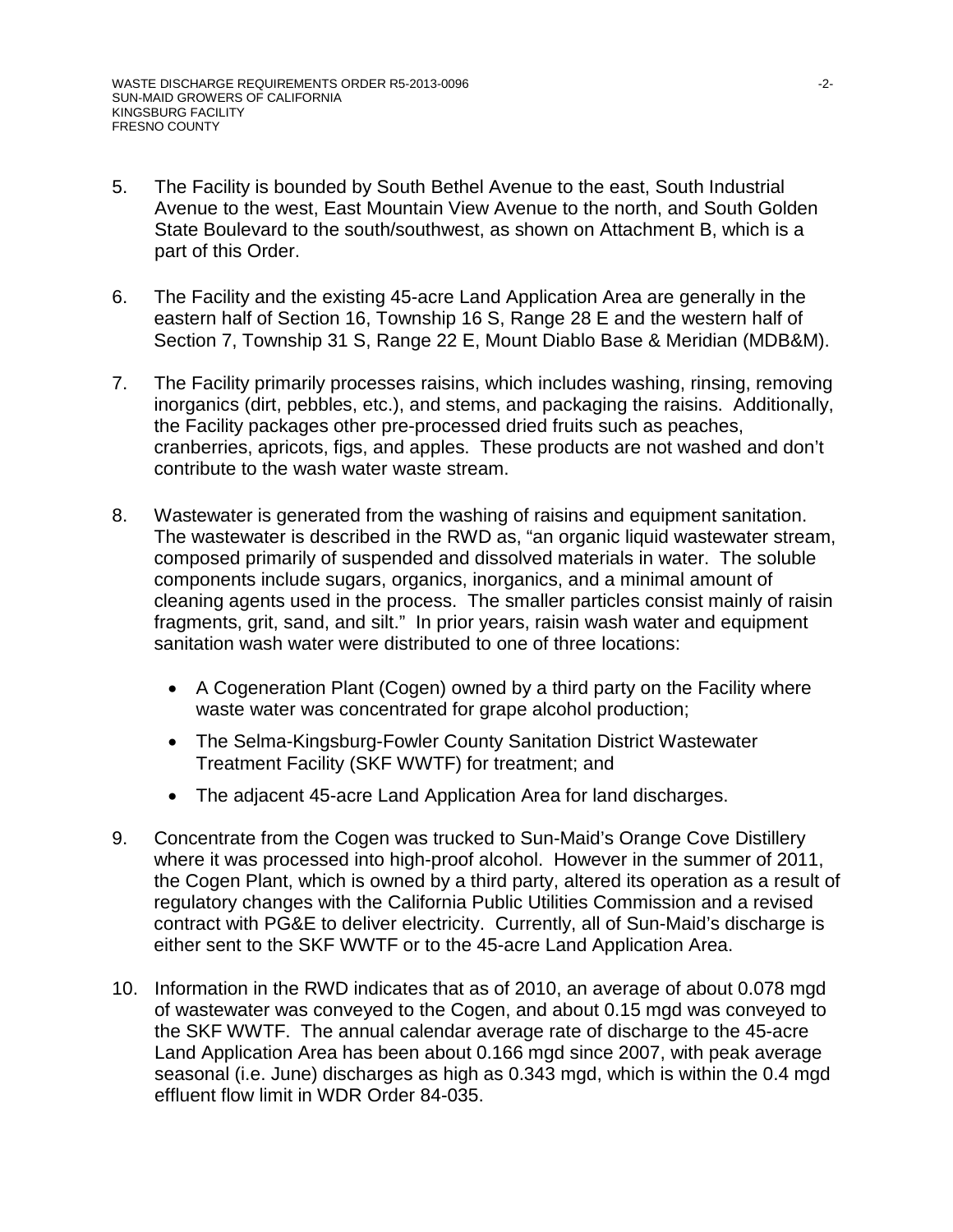5. The Facility is bounded by South Bethel Avenue to the east, South Industrial Avenue to the west, East Mountain View Avenue to the north, and South Golden State Boulevard to the south/southwest, as shown on Attachment B, which is a part of this Order.

6. The Facility and the existing 45-acre Land Application Area are generally in the eastern half of Section 16, Township 16 S, Range 28 E and the western half of Section 7, Township 31 S, Range 22 E, Mount Diablo Base & Meridian (MDB&M).

7. The Facility primarily processes raisins, which includes washing, rinsing, removing inorganics (dirt, pebbles, etc.), and stems, and packaging the raisins. Additionally, the Facility packages other pre-processed dried fruits such as peaches, cranberries, apricots, figs, and apples. These products are not washed and don't contribute to the wash water waste stream.

8. Wastewater is generated from the washing of raisins and equipment sanitation. The wastewater is described in the RWD as, "an organic liquid wastewater stream, composed primarily of suspended and dissolved materials in water. The soluble components include sugars, organics, inorganics, and a minimal amount of cleaning agents used in the process. The smaller particles consist mainly of raisin fragments, grit, sand, and silt." In prior years, raisin wash water and equipment sanitation wash water were distributed to one of three locations:

   - A Cogeneration Plant (Cogen) owned by a third party on the Facility where waste water was concentrated for grape alcohol production;
   - The Selma-Kingsburg-Fowler County Sanitation District Wastewater Treatment Facility (SKF WWTF) for treatment; and
   - The adjacent 45-acre Land Application Area for land discharges.

9. Concentrate from the Cogen was trucked to Sun-Maid's Orange Cove Distillery where it was processed into high-proof alcohol. However in the summer of 2011, the Cogen Plant, which is owned by a third party, altered its operation as a result of regulatory changes with the California Public Utilities Commission and a revised contract with PG&E to deliver electricity. Currently, all of Sun-Maid's discharge is either sent to the SKF WWTF or to the 45-acre Land Application Area.

10. Information in the RWD indicates that as of 2010, an average of about 0.078 mgd of wastewater was conveyed to the Cogen, and about 0.15 mgd was conveyed to the SKF WWTF. The annual calendar average rate of discharge to the 45-acre Land Application Area has been about 0.166 mgd since 2007, with peak average seasonal (i.e. June) discharges as high as 0.343 mgd, which is within the 0.4 mgd effluent flow limit in WDR Order 84-035.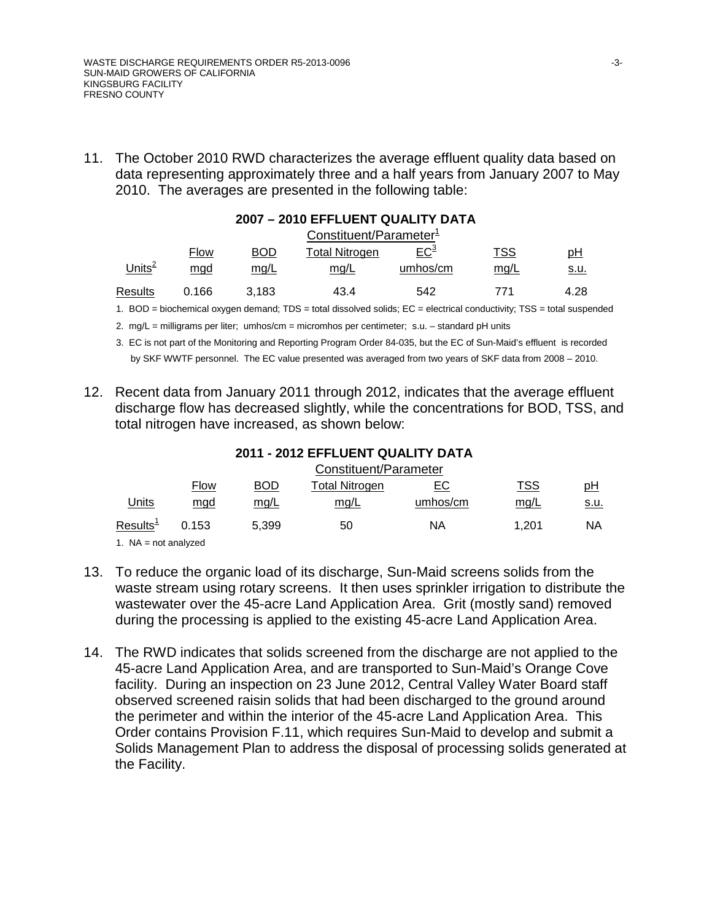11. The October 2010 RWD characterizes the average effluent quality data based on data representing approximately three and a half years from January 2007 to May 2010. The averages are presented in the following table:

**2007 – 2010 EFFLUENT QUALITY DATA**

| | Constituent/Parameter[1] | | | | | |
|---|---|---|---|---|---|---|
| | Flow | BOD | Total Nitrogen | EC[3] | TSS | pH |
| Units[2] | mgd | mg/L | mg/L | umhos/cm | mg/L | s.u. |
| Results | 0.166 | 3,183 | 43.4 | 542 | 771 | 4.28 |

1. BOD = biochemical oxygen demand; TDS = total dissolved solids; EC = electrical conductivity; TSS = total suspended
2. mg/L = milligrams per liter; umhos/cm = micromhos per centimeter; s.u. – standard pH units
3. EC is not part of the Monitoring and Reporting Program Order 84-035, but the EC of Sun-Maid's effluent is recorded by SKF WWTF personnel. The EC value presented was averaged from two years of SKF data from 2008 – 2010.

12. Recent data from January 2011 through 2012, indicates that the average effluent discharge flow has decreased slightly, while the concentrations for BOD, TSS, and total nitrogen have increased, as shown below:

**2011 - 2012 EFFLUENT QUALITY DATA**

| | Constituent/Parameter | | | | | |
|---|---|---|---|---|---|---|
| | Flow | BOD | Total Nitrogen | EC | TSS | pH |
| Units | mgd | mg/L | mg/L | umhos/cm | mg/L | s.u. |
| Results[1] | 0.153 | 5,399 | 50 | NA | 1,201 | NA |

1. NA = not analyzed

13. To reduce the organic load of its discharge, Sun-Maid screens solids from the waste stream using rotary screens. It then uses sprinkler irrigation to distribute the wastewater over the 45-acre Land Application Area. Grit (mostly sand) removed during the processing is applied to the existing 45-acre Land Application Area.

14. The RWD indicates that solids screened from the discharge are not applied to the 45-acre Land Application Area, and are transported to Sun-Maid's Orange Cove facility. During an inspection on 23 June 2012, Central Valley Water Board staff observed screened raisin solids that had been discharged to the ground around the perimeter and within the interior of the 45-acre Land Application Area. This Order contains Provision F.11, which requires Sun-Maid to develop and submit a Solids Management Plan to address the disposal of processing solids generated at the Facility.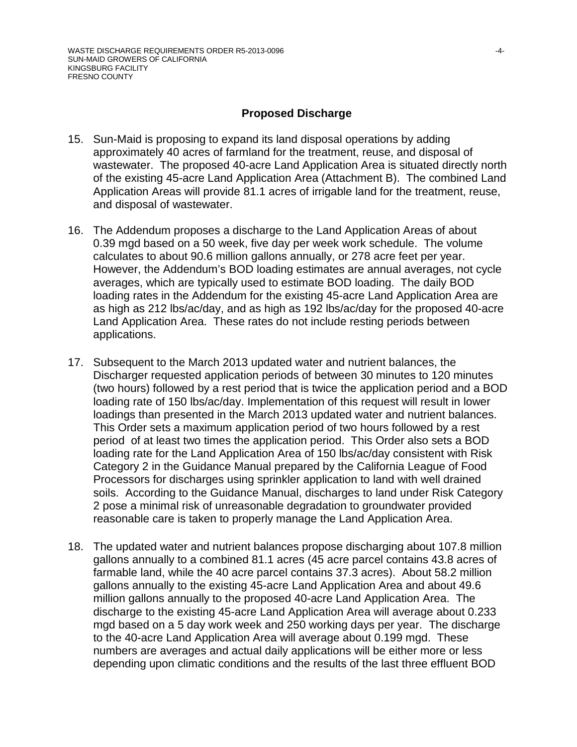## Proposed Discharge

15. Sun-Maid is proposing to expand its land disposal operations by adding approximately 40 acres of farmland for the treatment, reuse, and disposal of wastewater. The proposed 40-acre Land Application Area is situated directly north of the existing 45-acre Land Application Area (Attachment B). The combined Land Application Areas will provide 81.1 acres of irrigable land for the treatment, reuse, and disposal of wastewater.

16. The Addendum proposes a discharge to the Land Application Areas of about 0.39 mgd based on a 50 week, five day per week work schedule. The volume calculates to about 90.6 million gallons annually, or 278 acre feet per year. However, the Addendum's BOD loading estimates are annual averages, not cycle averages, which are typically used to estimate BOD loading. The daily BOD loading rates in the Addendum for the existing 45-acre Land Application Area are as high as 212 lbs/ac/day, and as high as 192 lbs/ac/day for the proposed 40-acre Land Application Area. These rates do not include resting periods between applications.

17. Subsequent to the March 2013 updated water and nutrient balances, the Discharger requested application periods of between 30 minutes to 120 minutes (two hours) followed by a rest period that is twice the application period and a BOD loading rate of 150 lbs/ac/day. Implementation of this request will result in lower loadings than presented in the March 2013 updated water and nutrient balances. This Order sets a maximum application period of two hours followed by a rest period of at least two times the application period. This Order also sets a BOD loading rate for the Land Application Area of 150 lbs/ac/day consistent with Risk Category 2 in the Guidance Manual prepared by the California League of Food Processors for discharges using sprinkler application to land with well drained soils. According to the Guidance Manual, discharges to land under Risk Category 2 pose a minimal risk of unreasonable degradation to groundwater provided reasonable care is taken to properly manage the Land Application Area.

18. The updated water and nutrient balances propose discharging about 107.8 million gallons annually to a combined 81.1 acres (45 acre parcel contains 43.8 acres of farmable land, while the 40 acre parcel contains 37.3 acres). About 58.2 million gallons annually to the existing 45-acre Land Application Area and about 49.6 million gallons annually to the proposed 40-acre Land Application Area. The discharge to the existing 45-acre Land Application Area will average about 0.233 mgd based on a 5 day work week and 250 working days per year. The discharge to the 40-acre Land Application Area will average about 0.199 mgd. These numbers are averages and actual daily applications will be either more or less depending upon climatic conditions and the results of the last three effluent BOD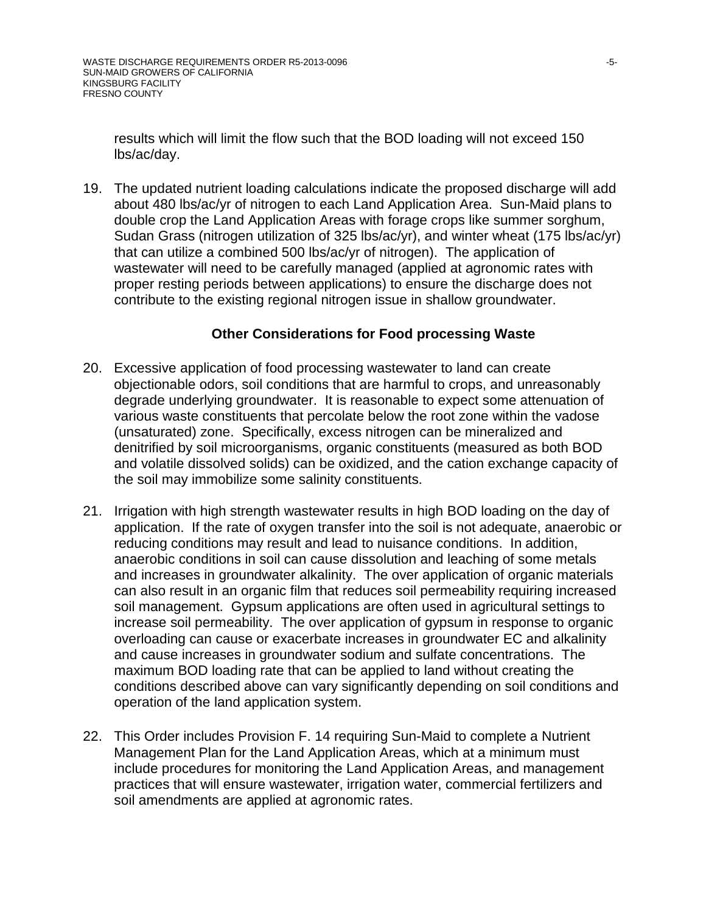results which will limit the flow such that the BOD loading will not exceed 150 lbs/ac/day.

19. The updated nutrient loading calculations indicate the proposed discharge will add about 480 lbs/ac/yr of nitrogen to each Land Application Area. Sun-Maid plans to double crop the Land Application Areas with forage crops like summer sorghum, Sudan Grass (nitrogen utilization of 325 lbs/ac/yr), and winter wheat (175 lbs/ac/yr) that can utilize a combined 500 lbs/ac/yr of nitrogen). The application of wastewater will need to be carefully managed (applied at agronomic rates with proper resting periods between applications) to ensure the discharge does not contribute to the existing regional nitrogen issue in shallow groundwater.

### Other Considerations for Food processing Waste

20. Excessive application of food processing wastewater to land can create objectionable odors, soil conditions that are harmful to crops, and unreasonably degrade underlying groundwater. It is reasonable to expect some attenuation of various waste constituents that percolate below the root zone within the vadose (unsaturated) zone. Specifically, excess nitrogen can be mineralized and denitrified by soil microorganisms, organic constituents (measured as both BOD and volatile dissolved solids) can be oxidized, and the cation exchange capacity of the soil may immobilize some salinity constituents.

21. Irrigation with high strength wastewater results in high BOD loading on the day of application. If the rate of oxygen transfer into the soil is not adequate, anaerobic or reducing conditions may result and lead to nuisance conditions. In addition, anaerobic conditions in soil can cause dissolution and leaching of some metals and increases in groundwater alkalinity. The over application of organic materials can also result in an organic film that reduces soil permeability requiring increased soil management. Gypsum applications are often used in agricultural settings to increase soil permeability. The over application of gypsum in response to organic overloading can cause or exacerbate increases in groundwater EC and alkalinity and cause increases in groundwater sodium and sulfate concentrations. The maximum BOD loading rate that can be applied to land without creating the conditions described above can vary significantly depending on soil conditions and operation of the land application system.

22. This Order includes Provision F. 14 requiring Sun-Maid to complete a Nutrient Management Plan for the Land Application Areas, which at a minimum must include procedures for monitoring the Land Application Areas, and management practices that will ensure wastewater, irrigation water, commercial fertilizers and soil amendments are applied at agronomic rates.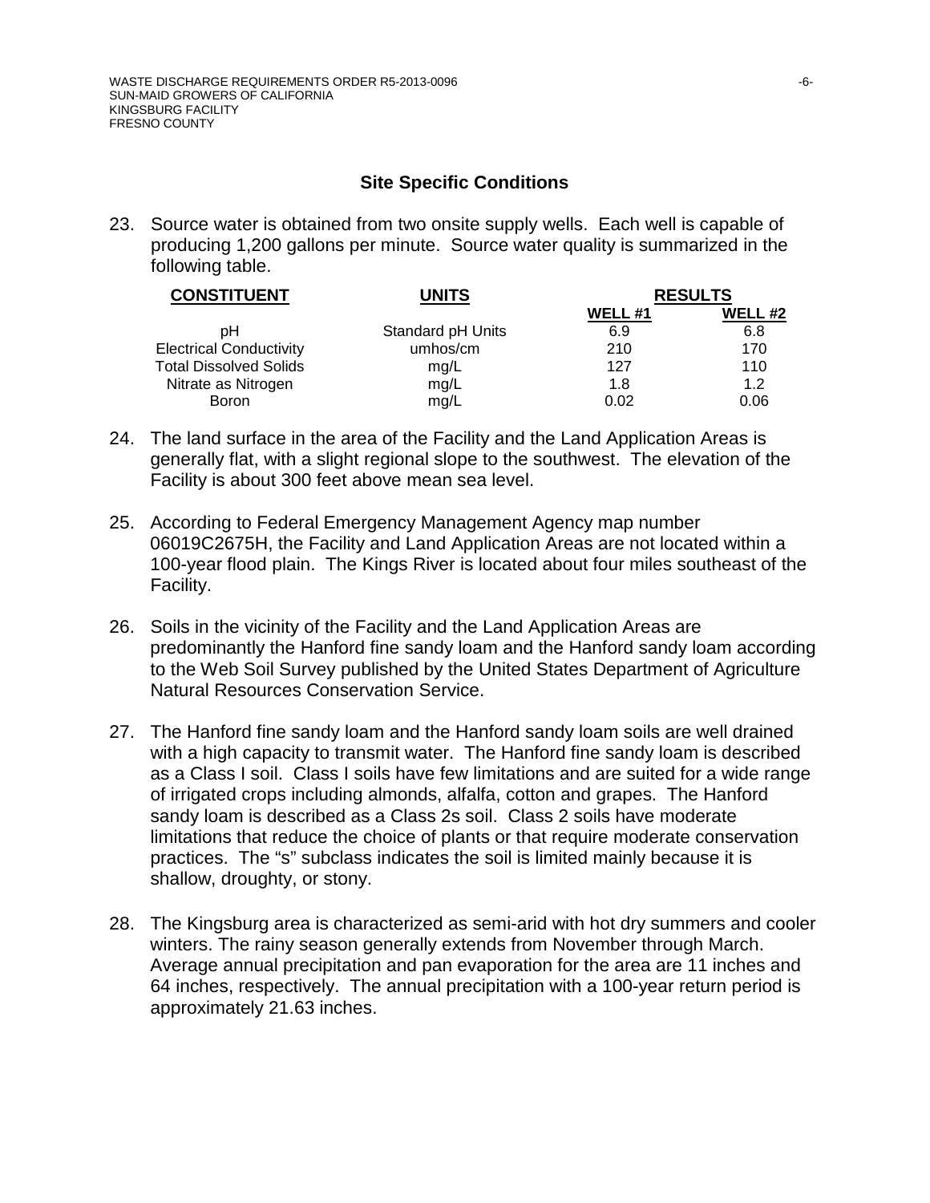## Site Specific Conditions

23. Source water is obtained from two onsite supply wells. Each well is capable of producing 1,200 gallons per minute. Source water quality is summarized in the following table.

| CONSTITUENT | UNITS | RESULTS | |
|---|---|---|---|
| | | WELL #1 | WELL #2 |
| pH | Standard pH Units | 6.9 | 6.8 |
| Electrical Conductivity | umhos/cm | 210 | 170 |
| Total Dissolved Solids | mg/L | 127 | 110 |
| Nitrate as Nitrogen | mg/L | 1.8 | 1.2 |
| Boron | mg/L | 0.02 | 0.06 |

24. The land surface in the area of the Facility and the Land Application Areas is generally flat, with a slight regional slope to the southwest. The elevation of the Facility is about 300 feet above mean sea level.

25. According to Federal Emergency Management Agency map number 06019C2675H, the Facility and Land Application Areas are not located within a 100-year flood plain. The Kings River is located about four miles southeast of the Facility.

26. Soils in the vicinity of the Facility and the Land Application Areas are predominantly the Hanford fine sandy loam and the Hanford sandy loam according to the Web Soil Survey published by the United States Department of Agriculture Natural Resources Conservation Service.

27. The Hanford fine sandy loam and the Hanford sandy loam soils are well drained with a high capacity to transmit water. The Hanford fine sandy loam is described as a Class I soil. Class I soils have few limitations and are suited for a wide range of irrigated crops including almonds, alfalfa, cotton and grapes. The Hanford sandy loam is described as a Class 2s soil. Class 2 soils have moderate limitations that reduce the choice of plants or that require moderate conservation practices. The "s" subclass indicates the soil is limited mainly because it is shallow, droughty, or stony.

28. The Kingsburg area is characterized as semi-arid with hot dry summers and cooler winters. The rainy season generally extends from November through March. Average annual precipitation and pan evaporation for the area are 11 inches and 64 inches, respectively. The annual precipitation with a 100-year return period is approximately 21.63 inches.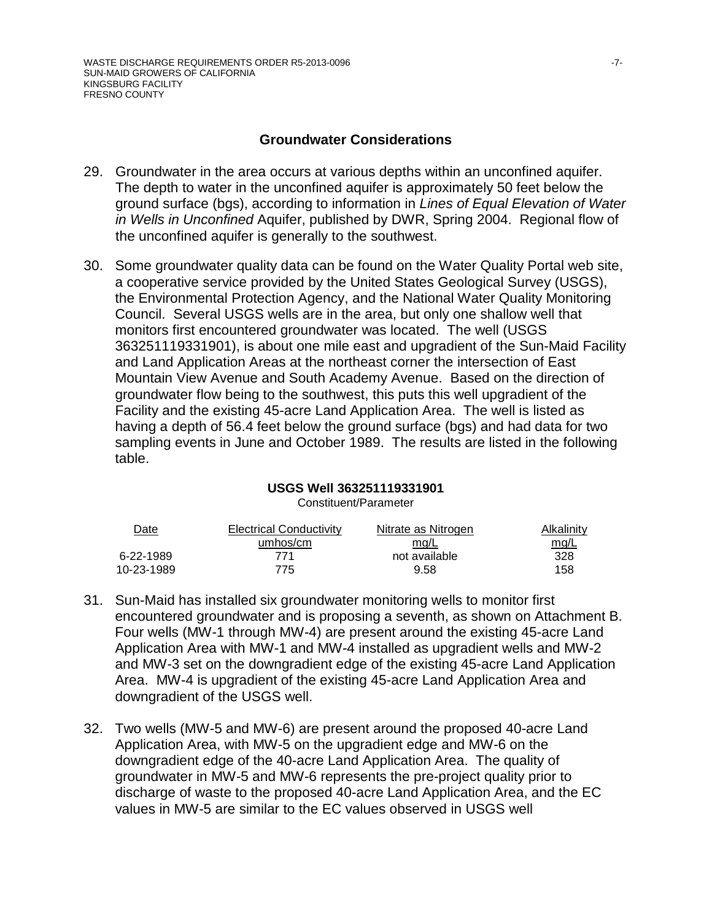## Groundwater Considerations

29. Groundwater in the area occurs at various depths within an unconfined aquifer. The depth to water in the unconfined aquifer is approximately 50 feet below the ground surface (bgs), according to information in *Lines of Equal Elevation of Water in Wells in Unconfined* Aquifer, published by DWR, Spring 2004. Regional flow of the unconfined aquifer is generally to the southwest.

30. Some groundwater quality data can be found on the Water Quality Portal web site, a cooperative service provided by the United States Geological Survey (USGS), the Environmental Protection Agency, and the National Water Quality Monitoring Council. Several USGS wells are in the area, but only one shallow well that monitors first encountered groundwater was located. The well (USGS 363251119331901), is about one mile east and upgradient of the Sun-Maid Facility and Land Application Areas at the northeast corner the intersection of East Mountain View Avenue and South Academy Avenue. Based on the direction of groundwater flow being to the southwest, this puts this well upgradient of the Facility and the existing 45-acre Land Application Area. The well is listed as having a depth of 56.4 feet below the ground surface (bgs) and had data for two sampling events in June and October 1989. The results are listed in the following table.

**USGS Well 363251119331901**

Constituent/Parameter

| Date | Electrical Conductivity umhos/cm | Nitrate as Nitrogen mg/L | Alkalinity mg/L |
|---|---|---|---|
| 6-22-1989 | 771 | not available | 328 |
| 10-23-1989 | 775 | 9.58 | 158 |

31. Sun-Maid has installed six groundwater monitoring wells to monitor first encountered groundwater and is proposing a seventh, as shown on Attachment B. Four wells (MW-1 through MW-4) are present around the existing 45-acre Land Application Area with MW-1 and MW-4 installed as upgradient wells and MW-2 and MW-3 set on the downgradient edge of the existing 45-acre Land Application Area. MW-4 is upgradient of the existing 45-acre Land Application Area and downgradient of the USGS well.

32. Two wells (MW-5 and MW-6) are present around the proposed 40-acre Land Application Area, with MW-5 on the upgradient edge and MW-6 on the downgradient edge of the 40-acre Land Application Area. The quality of groundwater in MW-5 and MW-6 represents the pre-project quality prior to discharge of waste to the proposed 40-acre Land Application Area, and the EC values in MW-5 are similar to the EC values observed in USGS well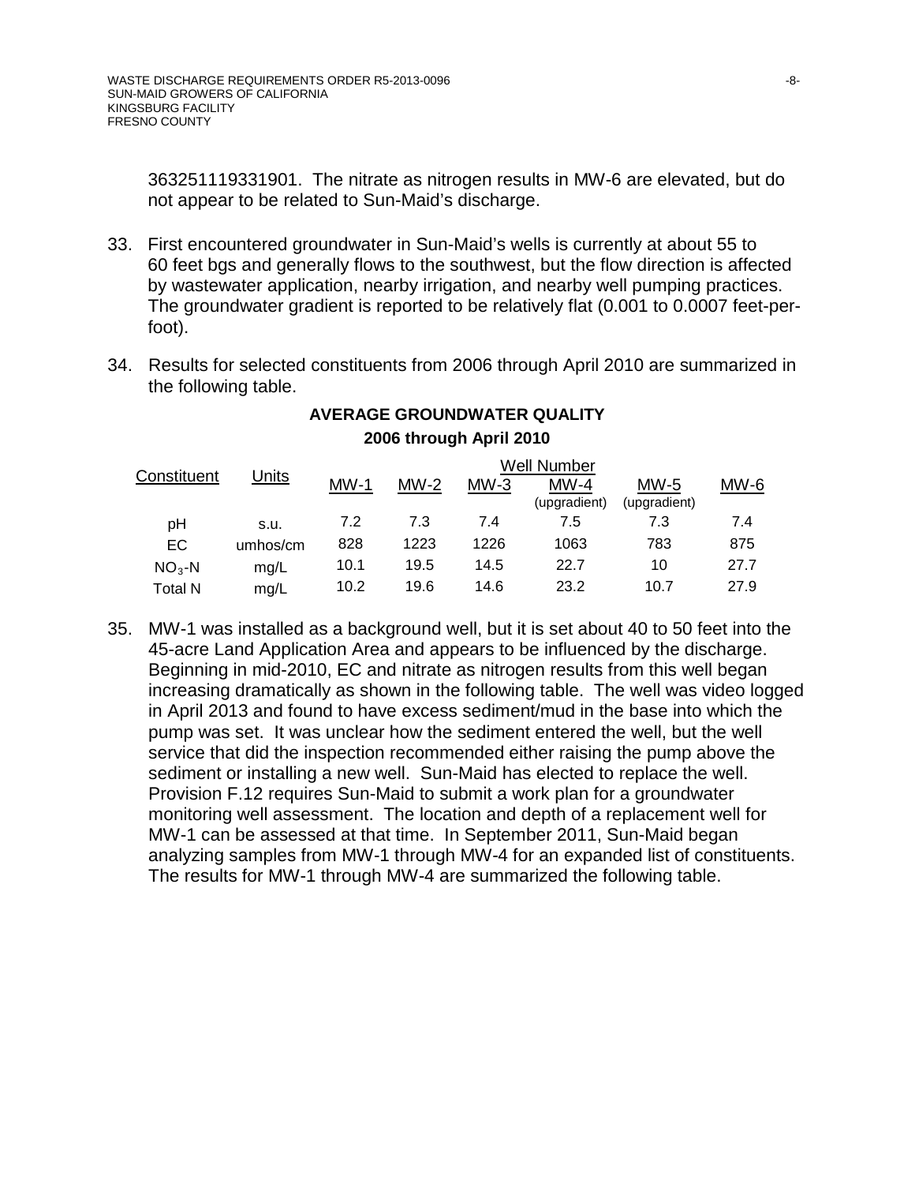363251119331901. The nitrate as nitrogen results in MW-6 are elevated, but do not appear to be related to Sun-Maid's discharge.

33. First encountered groundwater in Sun-Maid's wells is currently at about 55 to 60 feet bgs and generally flows to the southwest, but the flow direction is affected by wastewater application, nearby irrigation, and nearby well pumping practices. The groundwater gradient is reported to be relatively flat (0.001 to 0.0007 feet-per-foot).

34. Results for selected constituents from 2006 through April 2010 are summarized in the following table.

**AVERAGE GROUNDWATER QUALITY**
**2006 through April 2010**

| Constituent | Units | Well Number | | | | | |
|---|---|---|---|---|---|---|---|
| | | MW-1 | MW-2 | MW-3 | MW-4 (upgradient) | MW-5 (upgradient) | MW-6 |
| pH | s.u. | 7.2 | 7.3 | 7.4 | 7.5 | 7.3 | 7.4 |
| EC | umhos/cm | 828 | 1223 | 1226 | 1063 | 783 | 875 |
| $NO_3$-N | mg/L | 10.1 | 19.5 | 14.5 | 22.7 | 10 | 27.7 |
| Total N | mg/L | 10.2 | 19.6 | 14.6 | 23.2 | 10.7 | 27.9 |

35. MW-1 was installed as a background well, but it is set about 40 to 50 feet into the 45-acre Land Application Area and appears to be influenced by the discharge. Beginning in mid-2010, EC and nitrate as nitrogen results from this well began increasing dramatically as shown in the following table. The well was video logged in April 2013 and found to have excess sediment/mud in the base into which the pump was set. It was unclear how the sediment entered the well, but the well service that did the inspection recommended either raising the pump above the sediment or installing a new well. Sun-Maid has elected to replace the well. Provision F.12 requires Sun-Maid to submit a work plan for a groundwater monitoring well assessment. The location and depth of a replacement well for MW-1 can be assessed at that time. In September 2011, Sun-Maid began analyzing samples from MW-1 through MW-4 for an expanded list of constituents. The results for MW-1 through MW-4 are summarized the following table.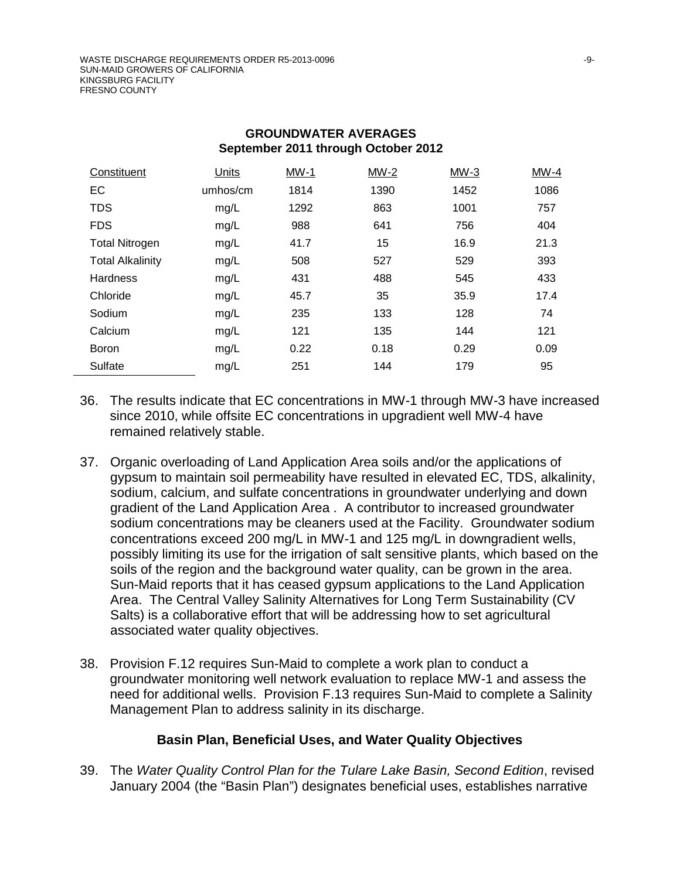**GROUNDWATER AVERAGES**
**September 2011 through October 2012**

| Constituent | Units | MW-1 | MW-2 | MW-3 | MW-4 |
|---|---|---|---|---|---|
| EC | umhos/cm | 1814 | 1390 | 1452 | 1086 |
| TDS | mg/L | 1292 | 863 | 1001 | 757 |
| FDS | mg/L | 988 | 641 | 756 | 404 |
| Total Nitrogen | mg/L | 41.7 | 15 | 16.9 | 21.3 |
| Total Alkalinity | mg/L | 508 | 527 | 529 | 393 |
| Hardness | mg/L | 431 | 488 | 545 | 433 |
| Chloride | mg/L | 45.7 | 35 | 35.9 | 17.4 |
| Sodium | mg/L | 235 | 133 | 128 | 74 |
| Calcium | mg/L | 121 | 135 | 144 | 121 |
| Boron | mg/L | 0.22 | 0.18 | 0.29 | 0.09 |
| Sulfate | mg/L | 251 | 144 | 179 | 95 |

36. The results indicate that EC concentrations in MW-1 through MW-3 have increased since 2010, while offsite EC concentrations in upgradient well MW-4 have remained relatively stable.

37. Organic overloading of Land Application Area soils and/or the applications of gypsum to maintain soil permeability have resulted in elevated EC, TDS, alkalinity, sodium, calcium, and sulfate concentrations in groundwater underlying and down gradient of the Land Application Area . A contributor to increased groundwater sodium concentrations may be cleaners used at the Facility. Groundwater sodium concentrations exceed 200 mg/L in MW-1 and 125 mg/L in downgradient wells, possibly limiting its use for the irrigation of salt sensitive plants, which based on the soils of the region and the background water quality, can be grown in the area. Sun-Maid reports that it has ceased gypsum applications to the Land Application Area. The Central Valley Salinity Alternatives for Long Term Sustainability (CV Salts) is a collaborative effort that will be addressing how to set agricultural associated water quality objectives.

38. Provision F.12 requires Sun-Maid to complete a work plan to conduct a groundwater monitoring well network evaluation to replace MW-1 and assess the need for additional wells. Provision F.13 requires Sun-Maid to complete a Salinity Management Plan to address salinity in its discharge.

## Basin Plan, Beneficial Uses, and Water Quality Objectives

39. The *Water Quality Control Plan for the Tulare Lake Basin, Second Edition*, revised January 2004 (the "Basin Plan") designates beneficial uses, establishes narrative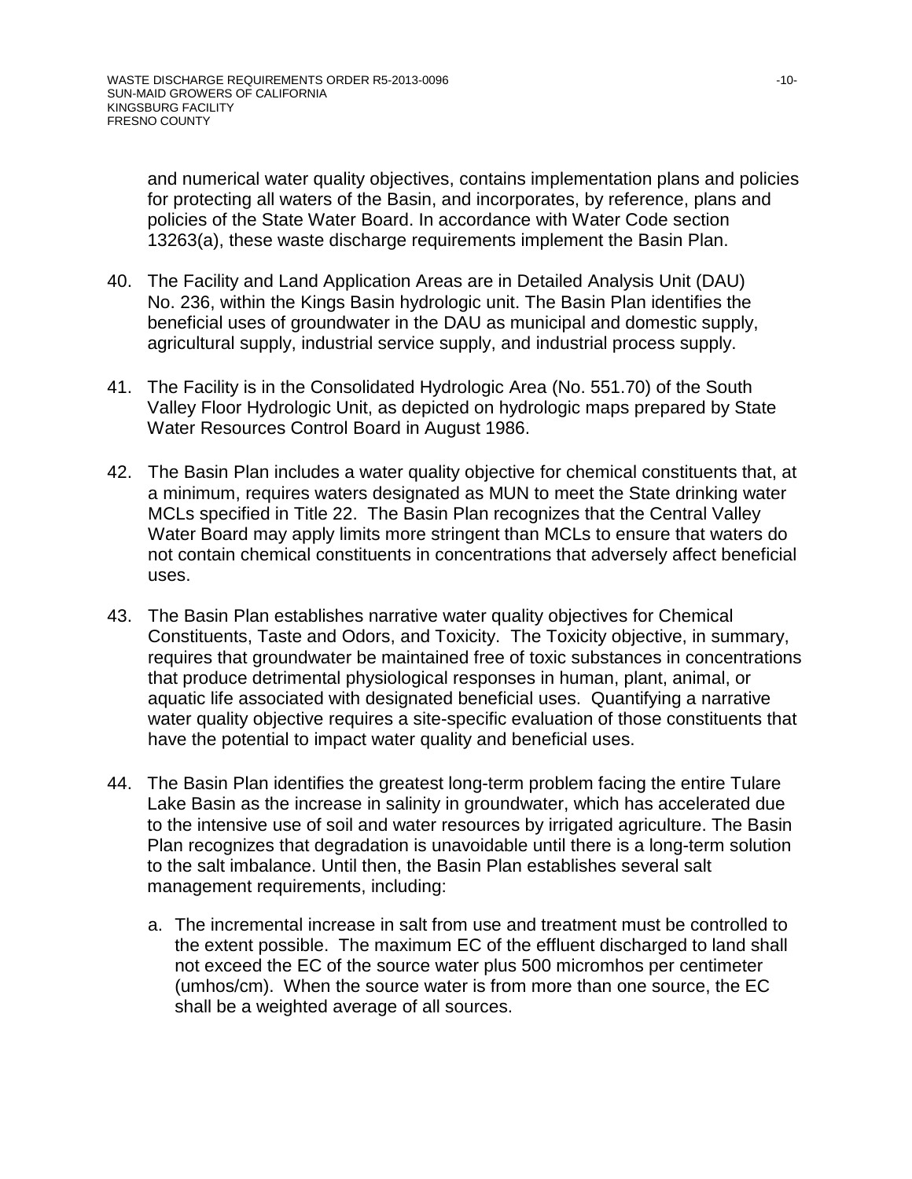and numerical water quality objectives, contains implementation plans and policies for protecting all waters of the Basin, and incorporates, by reference, plans and policies of the State Water Board. In accordance with Water Code section 13263(a), these waste discharge requirements implement the Basin Plan.

40. The Facility and Land Application Areas are in Detailed Analysis Unit (DAU) No. 236, within the Kings Basin hydrologic unit. The Basin Plan identifies the beneficial uses of groundwater in the DAU as municipal and domestic supply, agricultural supply, industrial service supply, and industrial process supply.

41. The Facility is in the Consolidated Hydrologic Area (No. 551.70) of the South Valley Floor Hydrologic Unit, as depicted on hydrologic maps prepared by State Water Resources Control Board in August 1986.

42. The Basin Plan includes a water quality objective for chemical constituents that, at a minimum, requires waters designated as MUN to meet the State drinking water MCLs specified in Title 22. The Basin Plan recognizes that the Central Valley Water Board may apply limits more stringent than MCLs to ensure that waters do not contain chemical constituents in concentrations that adversely affect beneficial uses.

43. The Basin Plan establishes narrative water quality objectives for Chemical Constituents, Taste and Odors, and Toxicity. The Toxicity objective, in summary, requires that groundwater be maintained free of toxic substances in concentrations that produce detrimental physiological responses in human, plant, animal, or aquatic life associated with designated beneficial uses. Quantifying a narrative water quality objective requires a site-specific evaluation of those constituents that have the potential to impact water quality and beneficial uses.

44. The Basin Plan identifies the greatest long-term problem facing the entire Tulare Lake Basin as the increase in salinity in groundwater, which has accelerated due to the intensive use of soil and water resources by irrigated agriculture. The Basin Plan recognizes that degradation is unavoidable until there is a long-term solution to the salt imbalance. Until then, the Basin Plan establishes several salt management requirements, including:

    a. The incremental increase in salt from use and treatment must be controlled to the extent possible. The maximum EC of the effluent discharged to land shall not exceed the EC of the source water plus 500 micromhos per centimeter (umhos/cm). When the source water is from more than one source, the EC shall be a weighted average of all sources.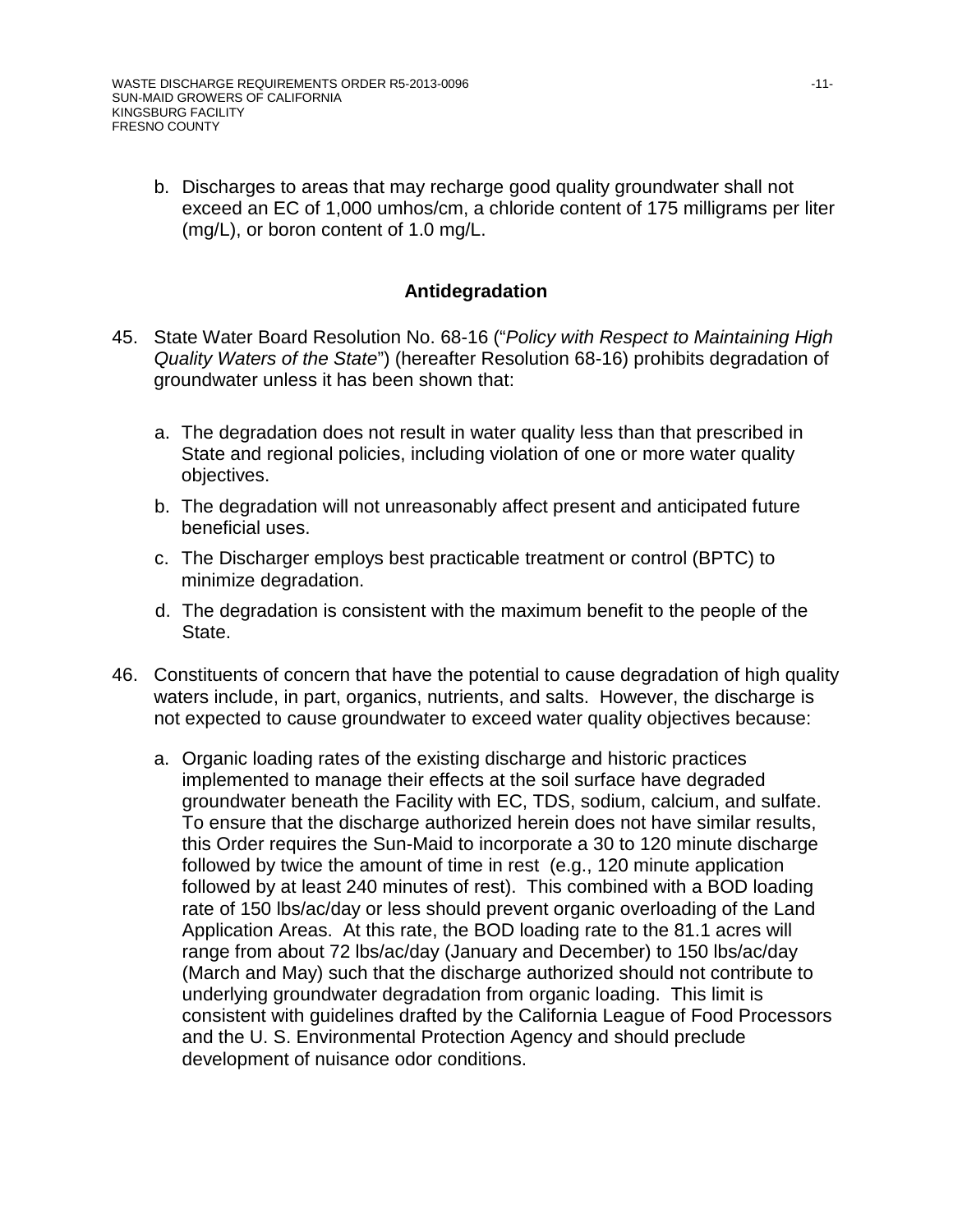b. Discharges to areas that may recharge good quality groundwater shall not exceed an EC of 1,000 umhos/cm, a chloride content of 175 milligrams per liter (mg/L), or boron content of 1.0 mg/L.

## Antidegradation

45. State Water Board Resolution No. 68-16 ("*Policy with Respect to Maintaining High Quality Waters of the State*") (hereafter Resolution 68-16) prohibits degradation of groundwater unless it has been shown that:

    a. The degradation does not result in water quality less than that prescribed in State and regional policies, including violation of one or more water quality objectives.

    b. The degradation will not unreasonably affect present and anticipated future beneficial uses.

    c. The Discharger employs best practicable treatment or control (BPTC) to minimize degradation.

    d. The degradation is consistent with the maximum benefit to the people of the State.

46. Constituents of concern that have the potential to cause degradation of high quality waters include, in part, organics, nutrients, and salts. However, the discharge is not expected to cause groundwater to exceed water quality objectives because:

    a. Organic loading rates of the existing discharge and historic practices implemented to manage their effects at the soil surface have degraded groundwater beneath the Facility with EC, TDS, sodium, calcium, and sulfate. To ensure that the discharge authorized herein does not have similar results, this Order requires the Sun-Maid to incorporate a 30 to 120 minute discharge followed by twice the amount of time in rest (e.g., 120 minute application followed by at least 240 minutes of rest). This combined with a BOD loading rate of 150 lbs/ac/day or less should prevent organic overloading of the Land Application Areas. At this rate, the BOD loading rate to the 81.1 acres will range from about 72 lbs/ac/day (January and December) to 150 lbs/ac/day (March and May) such that the discharge authorized should not contribute to underlying groundwater degradation from organic loading. This limit is consistent with guidelines drafted by the California League of Food Processors and the U. S. Environmental Protection Agency and should preclude development of nuisance odor conditions.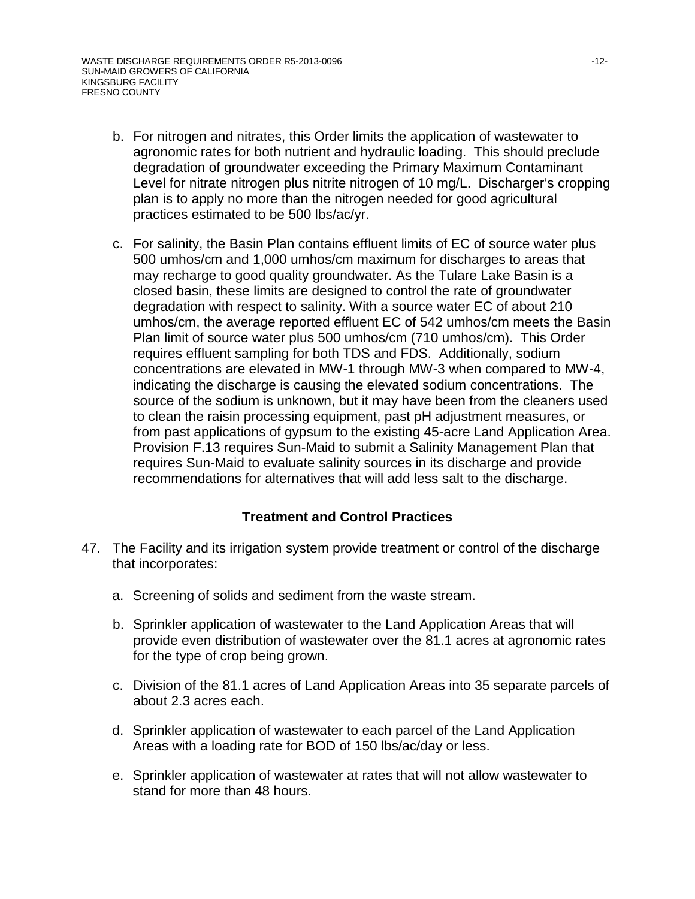b. For nitrogen and nitrates, this Order limits the application of wastewater to agronomic rates for both nutrient and hydraulic loading. This should preclude degradation of groundwater exceeding the Primary Maximum Contaminant Level for nitrate nitrogen plus nitrite nitrogen of 10 mg/L. Discharger's cropping plan is to apply no more than the nitrogen needed for good agricultural practices estimated to be 500 lbs/ac/yr.

c. For salinity, the Basin Plan contains effluent limits of EC of source water plus 500 umhos/cm and 1,000 umhos/cm maximum for discharges to areas that may recharge to good quality groundwater. As the Tulare Lake Basin is a closed basin, these limits are designed to control the rate of groundwater degradation with respect to salinity. With a source water EC of about 210 umhos/cm, the average reported effluent EC of 542 umhos/cm meets the Basin Plan limit of source water plus 500 umhos/cm (710 umhos/cm). This Order requires effluent sampling for both TDS and FDS. Additionally, sodium concentrations are elevated in MW-1 through MW-3 when compared to MW-4, indicating the discharge is causing the elevated sodium concentrations. The source of the sodium is unknown, but it may have been from the cleaners used to clean the raisin processing equipment, past pH adjustment measures, or from past applications of gypsum to the existing 45-acre Land Application Area. Provision F.13 requires Sun-Maid to submit a Salinity Management Plan that requires Sun-Maid to evaluate salinity sources in its discharge and provide recommendations for alternatives that will add less salt to the discharge.

## Treatment and Control Practices

47. The Facility and its irrigation system provide treatment or control of the discharge that incorporates:

    a. Screening of solids and sediment from the waste stream.

    b. Sprinkler application of wastewater to the Land Application Areas that will provide even distribution of wastewater over the 81.1 acres at agronomic rates for the type of crop being grown.

    c. Division of the 81.1 acres of Land Application Areas into 35 separate parcels of about 2.3 acres each.

    d. Sprinkler application of wastewater to each parcel of the Land Application Areas with a loading rate for BOD of 150 lbs/ac/day or less.

    e. Sprinkler application of wastewater at rates that will not allow wastewater to stand for more than 48 hours.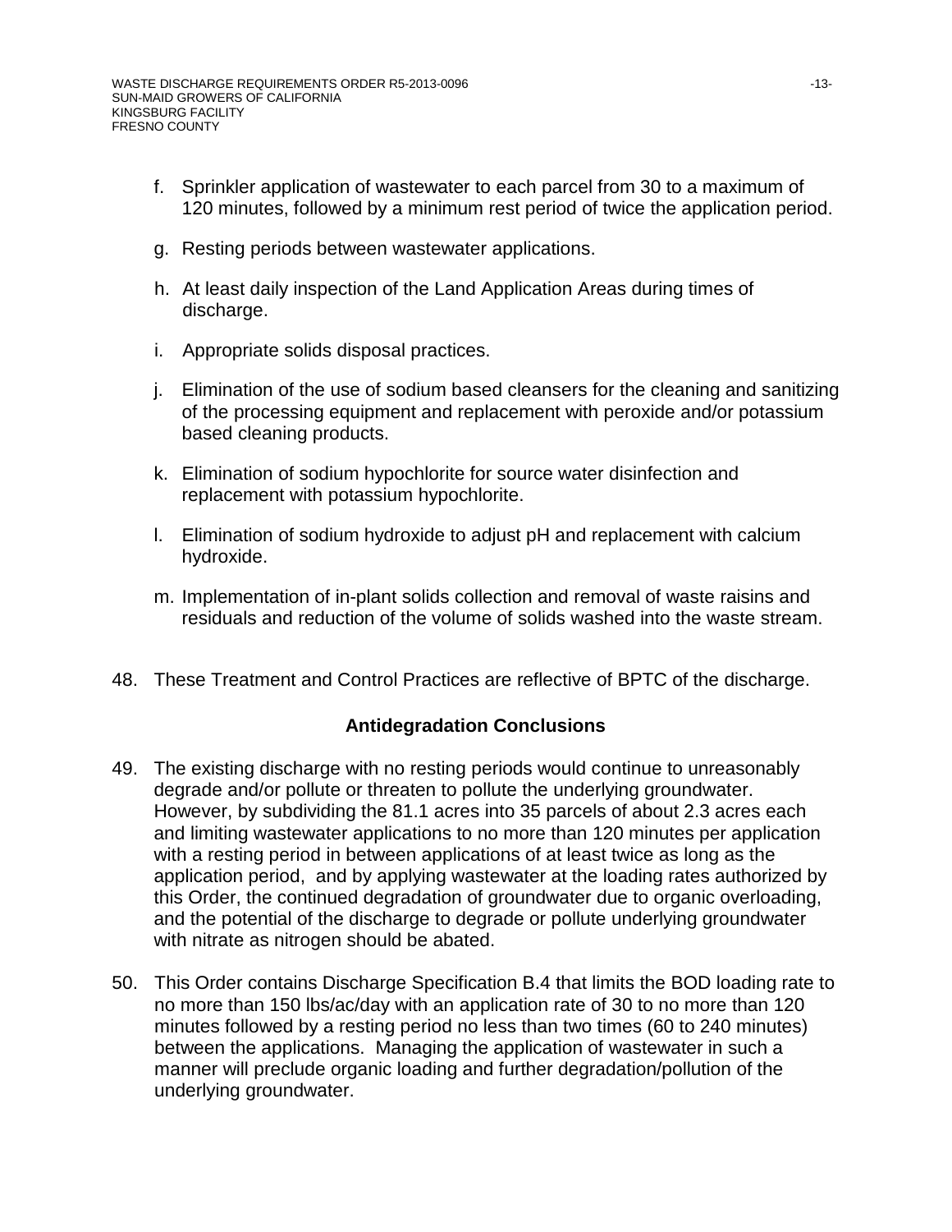f. Sprinkler application of wastewater to each parcel from 30 to a maximum of 120 minutes, followed by a minimum rest period of twice the application period.

g. Resting periods between wastewater applications.

h. At least daily inspection of the Land Application Areas during times of discharge.

i. Appropriate solids disposal practices.

j. Elimination of the use of sodium based cleansers for the cleaning and sanitizing of the processing equipment and replacement with peroxide and/or potassium based cleaning products.

k. Elimination of sodium hypochlorite for source water disinfection and replacement with potassium hypochlorite.

l. Elimination of sodium hydroxide to adjust pH and replacement with calcium hydroxide.

m. Implementation of in-plant solids collection and removal of waste raisins and residuals and reduction of the volume of solids washed into the waste stream.

48. These Treatment and Control Practices are reflective of BPTC of the discharge.

## Antidegradation Conclusions

49. The existing discharge with no resting periods would continue to unreasonably degrade and/or pollute or threaten to pollute the underlying groundwater. However, by subdividing the 81.1 acres into 35 parcels of about 2.3 acres each and limiting wastewater applications to no more than 120 minutes per application with a resting period in between applications of at least twice as long as the application period, and by applying wastewater at the loading rates authorized by this Order, the continued degradation of groundwater due to organic overloading, and the potential of the discharge to degrade or pollute underlying groundwater with nitrate as nitrogen should be abated.

50. This Order contains Discharge Specification B.4 that limits the BOD loading rate to no more than 150 lbs/ac/day with an application rate of 30 to no more than 120 minutes followed by a resting period no less than two times (60 to 240 minutes) between the applications. Managing the application of wastewater in such a manner will preclude organic loading and further degradation/pollution of the underlying groundwater.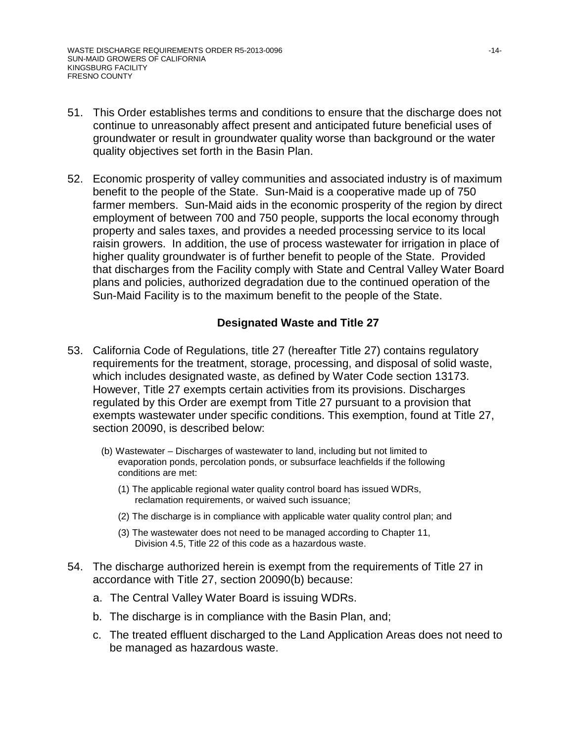51. This Order establishes terms and conditions to ensure that the discharge does not continue to unreasonably affect present and anticipated future beneficial uses of groundwater or result in groundwater quality worse than background or the water quality objectives set forth in the Basin Plan.

52. Economic prosperity of valley communities and associated industry is of maximum benefit to the people of the State. Sun-Maid is a cooperative made up of 750 farmer members. Sun-Maid aids in the economic prosperity of the region by direct employment of between 700 and 750 people, supports the local economy through property and sales taxes, and provides a needed processing service to its local raisin growers. In addition, the use of process wastewater for irrigation in place of higher quality groundwater is of further benefit to people of the State. Provided that discharges from the Facility comply with State and Central Valley Water Board plans and policies, authorized degradation due to the continued operation of the Sun-Maid Facility is to the maximum benefit to the people of the State.

### Designated Waste and Title 27

53. California Code of Regulations, title 27 (hereafter Title 27) contains regulatory requirements for the treatment, storage, processing, and disposal of solid waste, which includes designated waste, as defined by Water Code section 13173. However, Title 27 exempts certain activities from its provisions. Discharges regulated by this Order are exempt from Title 27 pursuant to a provision that exempts wastewater under specific conditions. This exemption, found at Title 27, section 20090, is described below:

    (b) Wastewater – Discharges of wastewater to land, including but not limited to evaporation ponds, percolation ponds, or subsurface leachfields if the following conditions are met:

    (1) The applicable regional water quality control board has issued WDRs, reclamation requirements, or waived such issuance;

    (2) The discharge is in compliance with applicable water quality control plan; and

    (3) The wastewater does not need to be managed according to Chapter 11, Division 4.5, Title 22 of this code as a hazardous waste.

54. The discharge authorized herein is exempt from the requirements of Title 27 in accordance with Title 27, section 20090(b) because:

    a. The Central Valley Water Board is issuing WDRs.

    b. The discharge is in compliance with the Basin Plan, and;

    c. The treated effluent discharged to the Land Application Areas does not need to be managed as hazardous waste.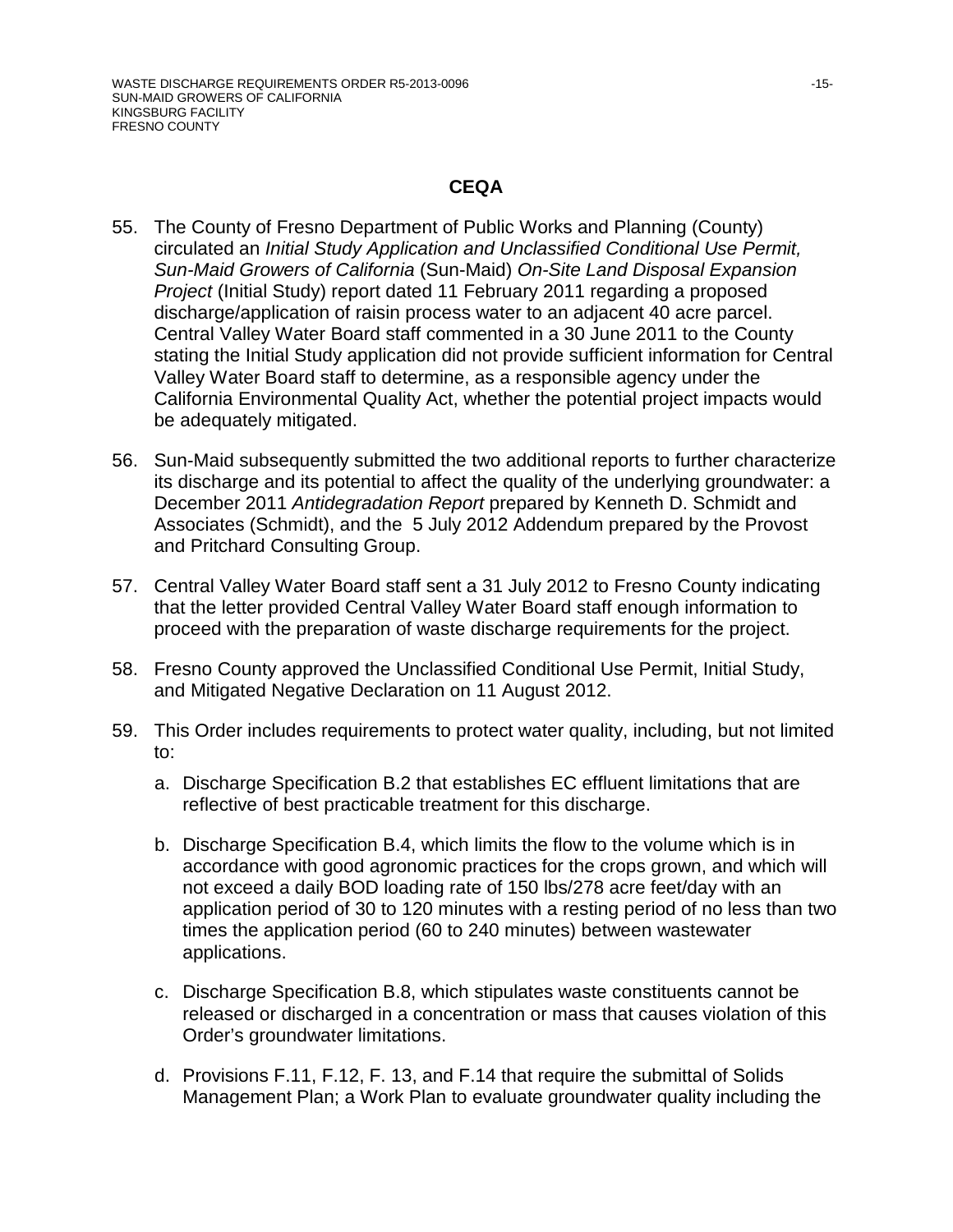## CEQA

55. The County of Fresno Department of Public Works and Planning (County) circulated an *Initial Study Application and Unclassified Conditional Use Permit, Sun-Maid Growers of California* (Sun-Maid) *On-Site Land Disposal Expansion Project* (Initial Study) report dated 11 February 2011 regarding a proposed discharge/application of raisin process water to an adjacent 40 acre parcel. Central Valley Water Board staff commented in a 30 June 2011 to the County stating the Initial Study application did not provide sufficient information for Central Valley Water Board staff to determine, as a responsible agency under the California Environmental Quality Act, whether the potential project impacts would be adequately mitigated.

56. Sun-Maid subsequently submitted the two additional reports to further characterize its discharge and its potential to affect the quality of the underlying groundwater: a December 2011 *Antidegradation Report* prepared by Kenneth D. Schmidt and Associates (Schmidt), and the 5 July 2012 Addendum prepared by the Provost and Pritchard Consulting Group.

57. Central Valley Water Board staff sent a 31 July 2012 to Fresno County indicating that the letter provided Central Valley Water Board staff enough information to proceed with the preparation of waste discharge requirements for the project.

58. Fresno County approved the Unclassified Conditional Use Permit, Initial Study, and Mitigated Negative Declaration on 11 August 2012.

59. This Order includes requirements to protect water quality, including, but not limited to:

    a. Discharge Specification B.2 that establishes EC effluent limitations that are reflective of best practicable treatment for this discharge.

    b. Discharge Specification B.4, which limits the flow to the volume which is in accordance with good agronomic practices for the crops grown, and which will not exceed a daily BOD loading rate of 150 lbs/278 acre feet/day with an application period of 30 to 120 minutes with a resting period of no less than two times the application period (60 to 240 minutes) between wastewater applications.

    c. Discharge Specification B.8, which stipulates waste constituents cannot be released or discharged in a concentration or mass that causes violation of this Order's groundwater limitations.

    d. Provisions F.11, F.12, F. 13, and F.14 that require the submittal of Solids Management Plan; a Work Plan to evaluate groundwater quality including the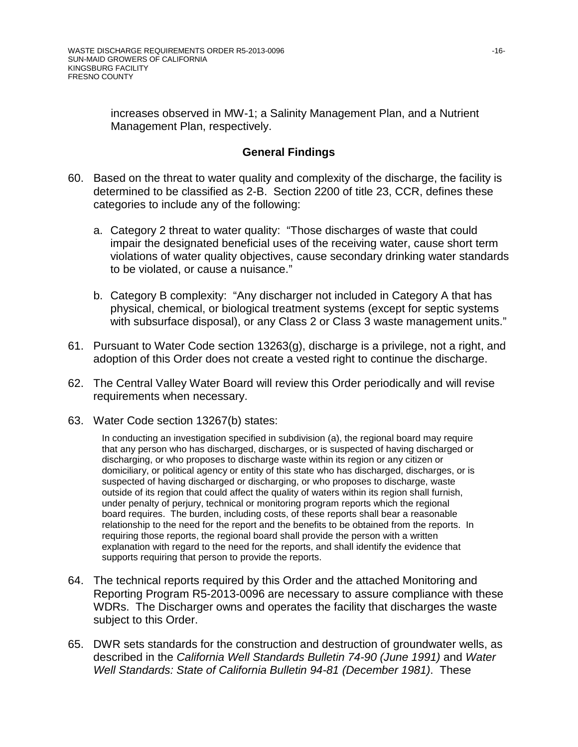increases observed in MW-1; a Salinity Management Plan, and a Nutrient Management Plan, respectively.

## General Findings

60. Based on the threat to water quality and complexity of the discharge, the facility is determined to be classified as 2-B. Section 2200 of title 23, CCR, defines these categories to include any of the following:

    a. Category 2 threat to water quality: "Those discharges of waste that could impair the designated beneficial uses of the receiving water, cause short term violations of water quality objectives, cause secondary drinking water standards to be violated, or cause a nuisance."

    b. Category B complexity: "Any discharger not included in Category A that has physical, chemical, or biological treatment systems (except for septic systems with subsurface disposal), or any Class 2 or Class 3 waste management units."

61. Pursuant to Water Code section 13263(g), discharge is a privilege, not a right, and adoption of this Order does not create a vested right to continue the discharge.

62. The Central Valley Water Board will review this Order periodically and will revise requirements when necessary.

63. Water Code section 13267(b) states:

    > In conducting an investigation specified in subdivision (a), the regional board may require that any person who has discharged, discharges, or is suspected of having discharged or discharging, or who proposes to discharge waste within its region or any citizen or domiciliary, or political agency or entity of this state who has discharged, discharges, or is suspected of having discharged or discharging, or who proposes to discharge, waste outside of its region that could affect the quality of waters within its region shall furnish, under penalty of perjury, technical or monitoring program reports which the regional board requires. The burden, including costs, of these reports shall bear a reasonable relationship to the need for the report and the benefits to be obtained from the reports. In requiring those reports, the regional board shall provide the person with a written explanation with regard to the need for the reports, and shall identify the evidence that supports requiring that person to provide the reports.

64. The technical reports required by this Order and the attached Monitoring and Reporting Program R5-2013-0096 are necessary to assure compliance with these WDRs. The Discharger owns and operates the facility that discharges the waste subject to this Order.

65. DWR sets standards for the construction and destruction of groundwater wells, as described in the *California Well Standards Bulletin 74-90 (June 1991)* and *Water Well Standards: State of California Bulletin 94-81 (December 1981)*. These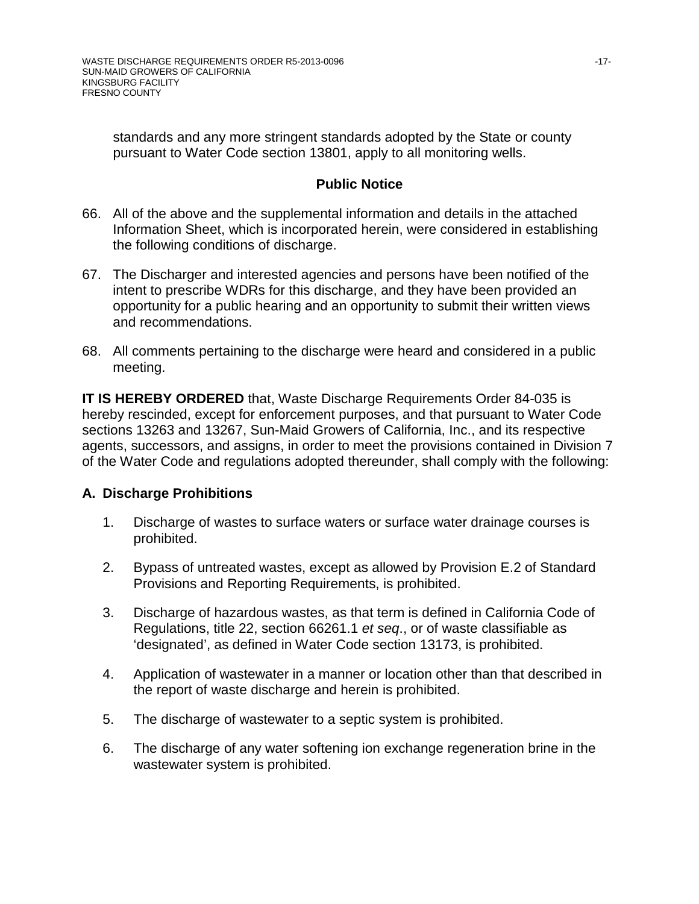standards and any more stringent standards adopted by the State or county pursuant to Water Code section 13801, apply to all monitoring wells.

## Public Notice

66. All of the above and the supplemental information and details in the attached Information Sheet, which is incorporated herein, were considered in establishing the following conditions of discharge.

67. The Discharger and interested agencies and persons have been notified of the intent to prescribe WDRs for this discharge, and they have been provided an opportunity for a public hearing and an opportunity to submit their written views and recommendations.

68. All comments pertaining to the discharge were heard and considered in a public meeting.

**IT IS HEREBY ORDERED** that, Waste Discharge Requirements Order 84-035 is hereby rescinded, except for enforcement purposes, and that pursuant to Water Code sections 13263 and 13267, Sun-Maid Growers of California, Inc., and its respective agents, successors, and assigns, in order to meet the provisions contained in Division 7 of the Water Code and regulations adopted thereunder, shall comply with the following:

### A. Discharge Prohibitions

1. Discharge of wastes to surface waters or surface water drainage courses is prohibited.

2. Bypass of untreated wastes, except as allowed by Provision E.2 of Standard Provisions and Reporting Requirements, is prohibited.

3. Discharge of hazardous wastes, as that term is defined in California Code of Regulations, title 22, section 66261.1 *et seq*., or of waste classifiable as 'designated', as defined in Water Code section 13173, is prohibited.

4. Application of wastewater in a manner or location other than that described in the report of waste discharge and herein is prohibited.

5. The discharge of wastewater to a septic system is prohibited.

6. The discharge of any water softening ion exchange regeneration brine in the wastewater system is prohibited.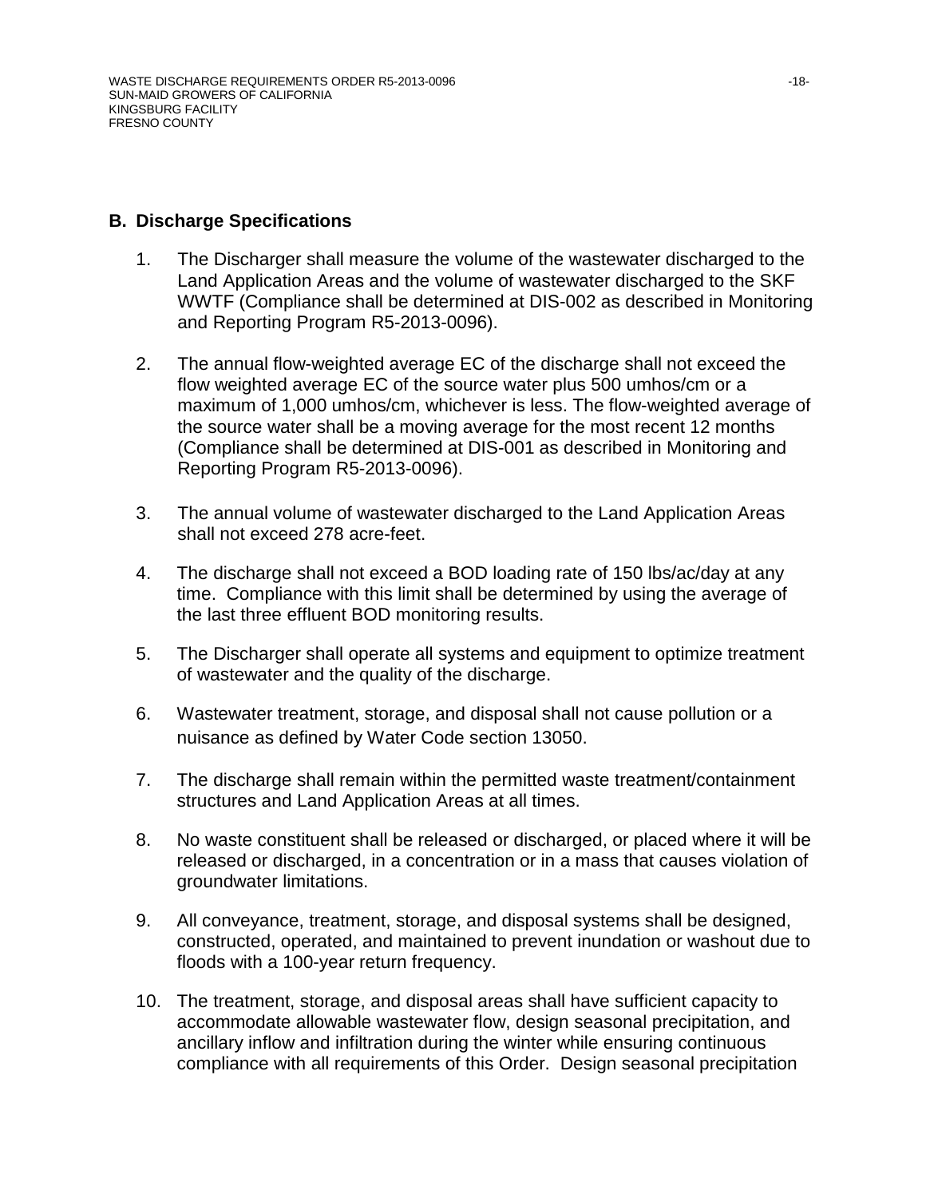## B. Discharge Specifications

1. The Discharger shall measure the volume of the wastewater discharged to the Land Application Areas and the volume of wastewater discharged to the SKF WWTF (Compliance shall be determined at DIS-002 as described in Monitoring and Reporting Program R5-2013-0096).

2. The annual flow-weighted average EC of the discharge shall not exceed the flow weighted average EC of the source water plus 500 umhos/cm or a maximum of 1,000 umhos/cm, whichever is less. The flow-weighted average of the source water shall be a moving average for the most recent 12 months (Compliance shall be determined at DIS-001 as described in Monitoring and Reporting Program R5-2013-0096).

3. The annual volume of wastewater discharged to the Land Application Areas shall not exceed 278 acre-feet.

4. The discharge shall not exceed a BOD loading rate of 150 lbs/ac/day at any time. Compliance with this limit shall be determined by using the average of the last three effluent BOD monitoring results.

5. The Discharger shall operate all systems and equipment to optimize treatment of wastewater and the quality of the discharge.

6. Wastewater treatment, storage, and disposal shall not cause pollution or a nuisance as defined by Water Code section 13050.

7. The discharge shall remain within the permitted waste treatment/containment structures and Land Application Areas at all times.

8. No waste constituent shall be released or discharged, or placed where it will be released or discharged, in a concentration or in a mass that causes violation of groundwater limitations.

9. All conveyance, treatment, storage, and disposal systems shall be designed, constructed, operated, and maintained to prevent inundation or washout due to floods with a 100-year return frequency.

10. The treatment, storage, and disposal areas shall have sufficient capacity to accommodate allowable wastewater flow, design seasonal precipitation, and ancillary inflow and infiltration during the winter while ensuring continuous compliance with all requirements of this Order. Design seasonal precipitation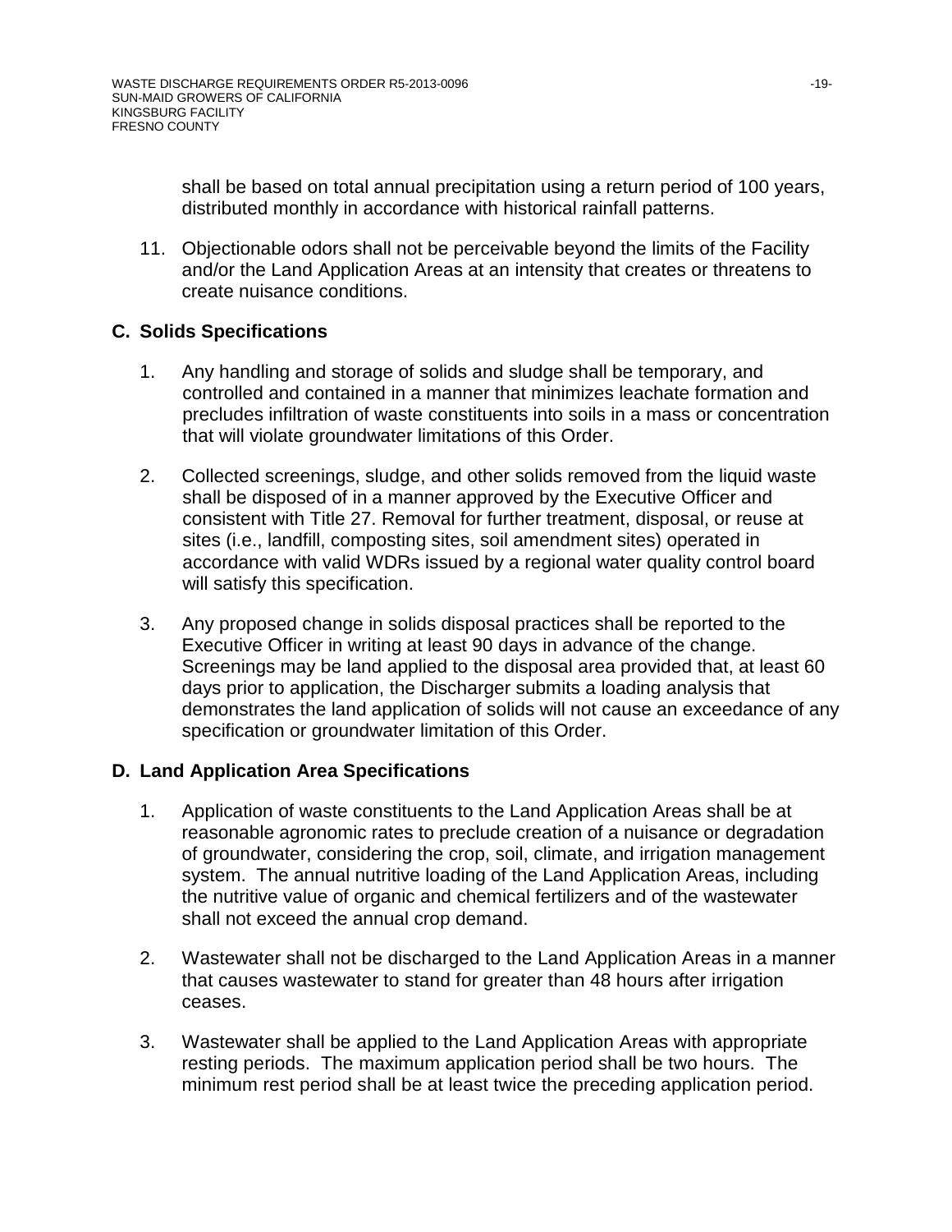shall be based on total annual precipitation using a return period of 100 years, distributed monthly in accordance with historical rainfall patterns.

11. Objectionable odors shall not be perceivable beyond the limits of the Facility and/or the Land Application Areas at an intensity that creates or threatens to create nuisance conditions.

## C. Solids Specifications

1. Any handling and storage of solids and sludge shall be temporary, and controlled and contained in a manner that minimizes leachate formation and precludes infiltration of waste constituents into soils in a mass or concentration that will violate groundwater limitations of this Order.

2. Collected screenings, sludge, and other solids removed from the liquid waste shall be disposed of in a manner approved by the Executive Officer and consistent with Title 27. Removal for further treatment, disposal, or reuse at sites (i.e., landfill, composting sites, soil amendment sites) operated in accordance with valid WDRs issued by a regional water quality control board will satisfy this specification.

3. Any proposed change in solids disposal practices shall be reported to the Executive Officer in writing at least 90 days in advance of the change. Screenings may be land applied to the disposal area provided that, at least 60 days prior to application, the Discharger submits a loading analysis that demonstrates the land application of solids will not cause an exceedance of any specification or groundwater limitation of this Order.

## D. Land Application Area Specifications

1. Application of waste constituents to the Land Application Areas shall be at reasonable agronomic rates to preclude creation of a nuisance or degradation of groundwater, considering the crop, soil, climate, and irrigation management system. The annual nutritive loading of the Land Application Areas, including the nutritive value of organic and chemical fertilizers and of the wastewater shall not exceed the annual crop demand.

2. Wastewater shall not be discharged to the Land Application Areas in a manner that causes wastewater to stand for greater than 48 hours after irrigation ceases.

3. Wastewater shall be applied to the Land Application Areas with appropriate resting periods. The maximum application period shall be two hours. The minimum rest period shall be at least twice the preceding application period.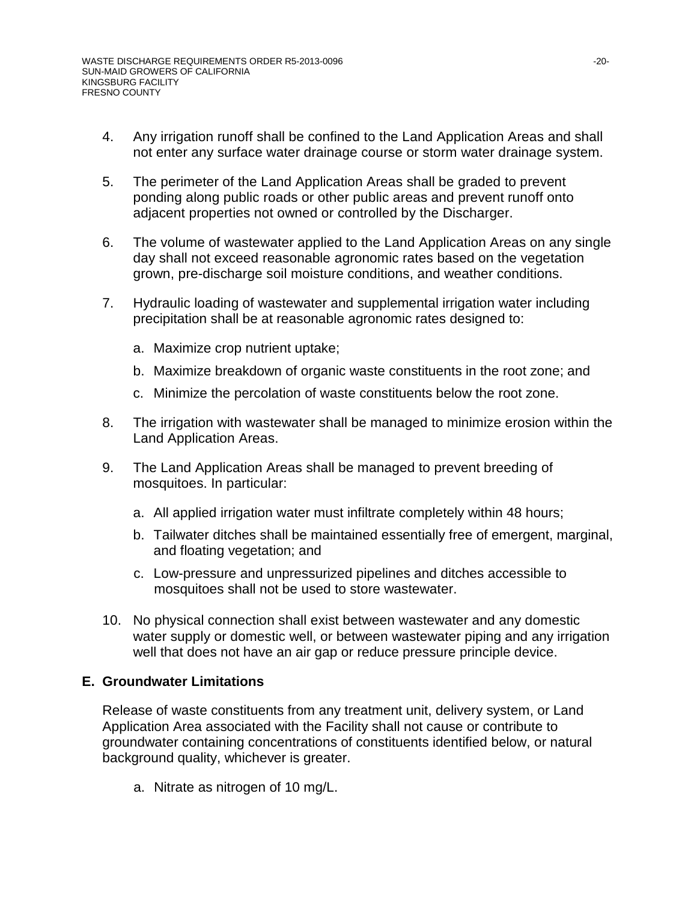4. Any irrigation runoff shall be confined to the Land Application Areas and shall not enter any surface water drainage course or storm water drainage system.

5. The perimeter of the Land Application Areas shall be graded to prevent ponding along public roads or other public areas and prevent runoff onto adjacent properties not owned or controlled by the Discharger.

6. The volume of wastewater applied to the Land Application Areas on any single day shall not exceed reasonable agronomic rates based on the vegetation grown, pre-discharge soil moisture conditions, and weather conditions.

7. Hydraulic loading of wastewater and supplemental irrigation water including precipitation shall be at reasonable agronomic rates designed to:

   a. Maximize crop nutrient uptake;

   b. Maximize breakdown of organic waste constituents in the root zone; and

   c. Minimize the percolation of waste constituents below the root zone.

8. The irrigation with wastewater shall be managed to minimize erosion within the Land Application Areas.

9. The Land Application Areas shall be managed to prevent breeding of mosquitoes. In particular:

   a. All applied irrigation water must infiltrate completely within 48 hours;

   b. Tailwater ditches shall be maintained essentially free of emergent, marginal, and floating vegetation; and

   c. Low-pressure and unpressurized pipelines and ditches accessible to mosquitoes shall not be used to store wastewater.

10. No physical connection shall exist between wastewater and any domestic water supply or domestic well, or between wastewater piping and any irrigation well that does not have an air gap or reduce pressure principle device.

## E. Groundwater Limitations

Release of waste constituents from any treatment unit, delivery system, or Land Application Area associated with the Facility shall not cause or contribute to groundwater containing concentrations of constituents identified below, or natural background quality, whichever is greater.

   a. Nitrate as nitrogen of 10 mg/L.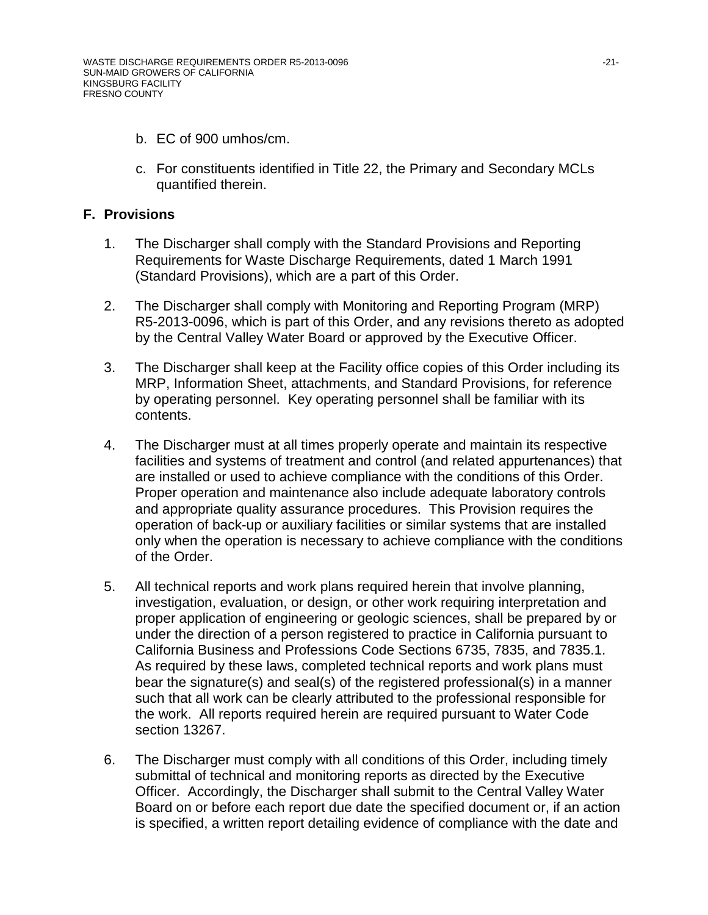b. EC of 900 umhos/cm.

c. For constituents identified in Title 22, the Primary and Secondary MCLs quantified therein.

## F. Provisions

1. The Discharger shall comply with the Standard Provisions and Reporting Requirements for Waste Discharge Requirements, dated 1 March 1991 (Standard Provisions), which are a part of this Order.

2. The Discharger shall comply with Monitoring and Reporting Program (MRP) R5-2013-0096, which is part of this Order, and any revisions thereto as adopted by the Central Valley Water Board or approved by the Executive Officer.

3. The Discharger shall keep at the Facility office copies of this Order including its MRP, Information Sheet, attachments, and Standard Provisions, for reference by operating personnel. Key operating personnel shall be familiar with its contents.

4. The Discharger must at all times properly operate and maintain its respective facilities and systems of treatment and control (and related appurtenances) that are installed or used to achieve compliance with the conditions of this Order. Proper operation and maintenance also include adequate laboratory controls and appropriate quality assurance procedures. This Provision requires the operation of back-up or auxiliary facilities or similar systems that are installed only when the operation is necessary to achieve compliance with the conditions of the Order.

5. All technical reports and work plans required herein that involve planning, investigation, evaluation, or design, or other work requiring interpretation and proper application of engineering or geologic sciences, shall be prepared by or under the direction of a person registered to practice in California pursuant to California Business and Professions Code Sections 6735, 7835, and 7835.1. As required by these laws, completed technical reports and work plans must bear the signature(s) and seal(s) of the registered professional(s) in a manner such that all work can be clearly attributed to the professional responsible for the work. All reports required herein are required pursuant to Water Code section 13267.

6. The Discharger must comply with all conditions of this Order, including timely submittal of technical and monitoring reports as directed by the Executive Officer. Accordingly, the Discharger shall submit to the Central Valley Water Board on or before each report due date the specified document or, if an action is specified, a written report detailing evidence of compliance with the date and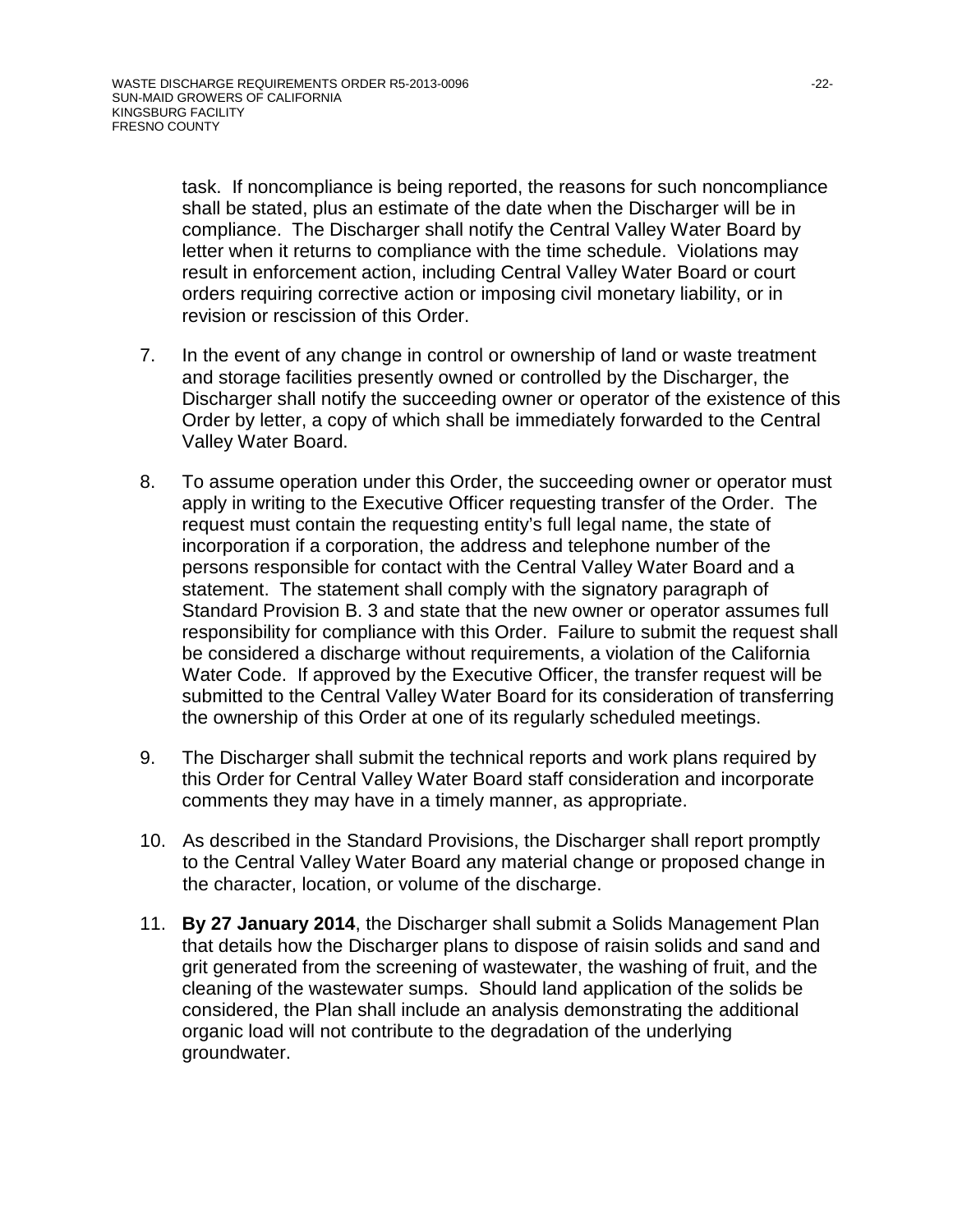task. If noncompliance is being reported, the reasons for such noncompliance shall be stated, plus an estimate of the date when the Discharger will be in compliance. The Discharger shall notify the Central Valley Water Board by letter when it returns to compliance with the time schedule. Violations may result in enforcement action, including Central Valley Water Board or court orders requiring corrective action or imposing civil monetary liability, or in revision or rescission of this Order.

7. In the event of any change in control or ownership of land or waste treatment and storage facilities presently owned or controlled by the Discharger, the Discharger shall notify the succeeding owner or operator of the existence of this Order by letter, a copy of which shall be immediately forwarded to the Central Valley Water Board.

8. To assume operation under this Order, the succeeding owner or operator must apply in writing to the Executive Officer requesting transfer of the Order. The request must contain the requesting entity's full legal name, the state of incorporation if a corporation, the address and telephone number of the persons responsible for contact with the Central Valley Water Board and a statement. The statement shall comply with the signatory paragraph of Standard Provision B. 3 and state that the new owner or operator assumes full responsibility for compliance with this Order. Failure to submit the request shall be considered a discharge without requirements, a violation of the California Water Code. If approved by the Executive Officer, the transfer request will be submitted to the Central Valley Water Board for its consideration of transferring the ownership of this Order at one of its regularly scheduled meetings.

9. The Discharger shall submit the technical reports and work plans required by this Order for Central Valley Water Board staff consideration and incorporate comments they may have in a timely manner, as appropriate.

10. As described in the Standard Provisions, the Discharger shall report promptly to the Central Valley Water Board any material change or proposed change in the character, location, or volume of the discharge.

11. **By 27 January 2014**, the Discharger shall submit a Solids Management Plan that details how the Discharger plans to dispose of raisin solids and sand and grit generated from the screening of wastewater, the washing of fruit, and the cleaning of the wastewater sumps. Should land application of the solids be considered, the Plan shall include an analysis demonstrating the additional organic load will not contribute to the degradation of the underlying groundwater.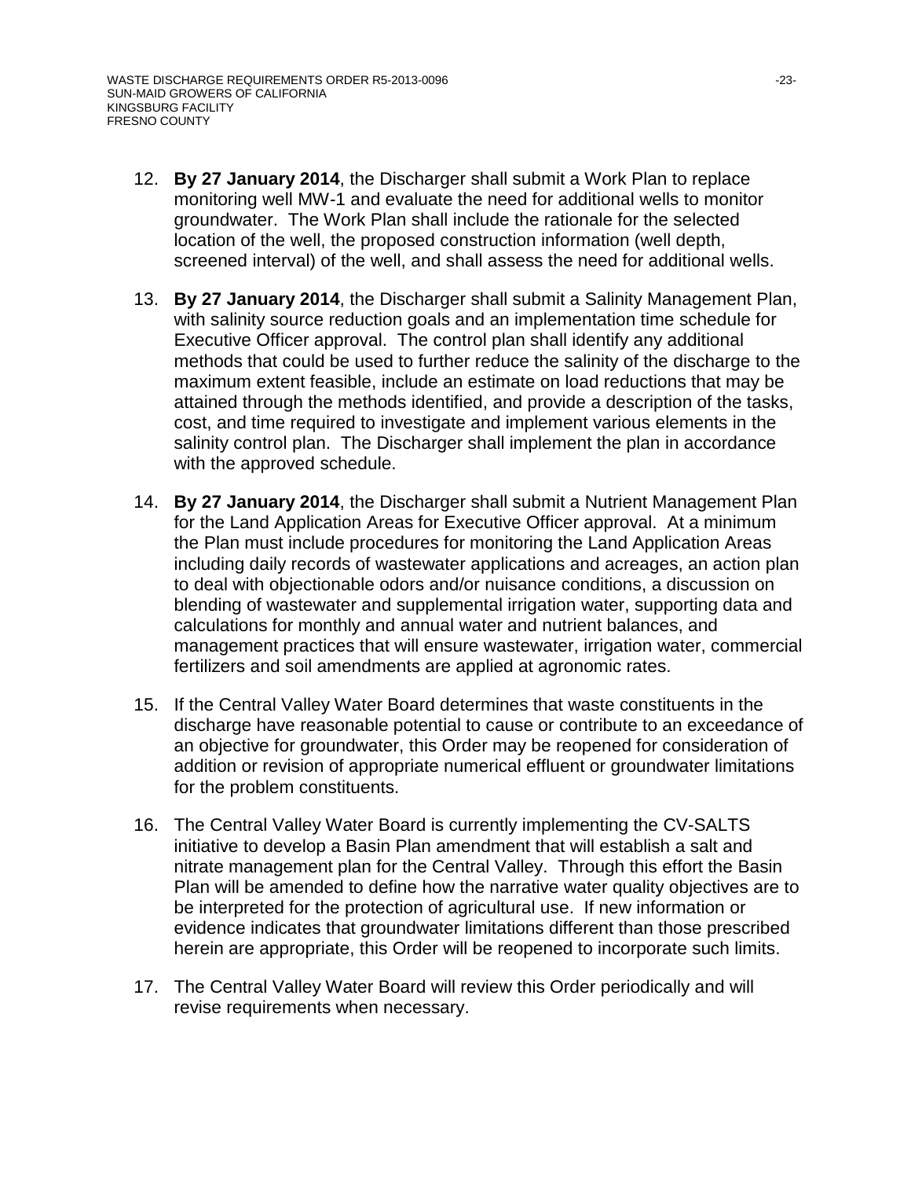12. **By 27 January 2014**, the Discharger shall submit a Work Plan to replace monitoring well MW-1 and evaluate the need for additional wells to monitor groundwater. The Work Plan shall include the rationale for the selected location of the well, the proposed construction information (well depth, screened interval) of the well, and shall assess the need for additional wells.

13. **By 27 January 2014**, the Discharger shall submit a Salinity Management Plan, with salinity source reduction goals and an implementation time schedule for Executive Officer approval. The control plan shall identify any additional methods that could be used to further reduce the salinity of the discharge to the maximum extent feasible, include an estimate on load reductions that may be attained through the methods identified, and provide a description of the tasks, cost, and time required to investigate and implement various elements in the salinity control plan. The Discharger shall implement the plan in accordance with the approved schedule.

14. **By 27 January 2014**, the Discharger shall submit a Nutrient Management Plan for the Land Application Areas for Executive Officer approval. At a minimum the Plan must include procedures for monitoring the Land Application Areas including daily records of wastewater applications and acreages, an action plan to deal with objectionable odors and/or nuisance conditions, a discussion on blending of wastewater and supplemental irrigation water, supporting data and calculations for monthly and annual water and nutrient balances, and management practices that will ensure wastewater, irrigation water, commercial fertilizers and soil amendments are applied at agronomic rates.

15. If the Central Valley Water Board determines that waste constituents in the discharge have reasonable potential to cause or contribute to an exceedance of an objective for groundwater, this Order may be reopened for consideration of addition or revision of appropriate numerical effluent or groundwater limitations for the problem constituents.

16. The Central Valley Water Board is currently implementing the CV-SALTS initiative to develop a Basin Plan amendment that will establish a salt and nitrate management plan for the Central Valley. Through this effort the Basin Plan will be amended to define how the narrative water quality objectives are to be interpreted for the protection of agricultural use. If new information or evidence indicates that groundwater limitations different than those prescribed herein are appropriate, this Order will be reopened to incorporate such limits.

17. The Central Valley Water Board will review this Order periodically and will revise requirements when necessary.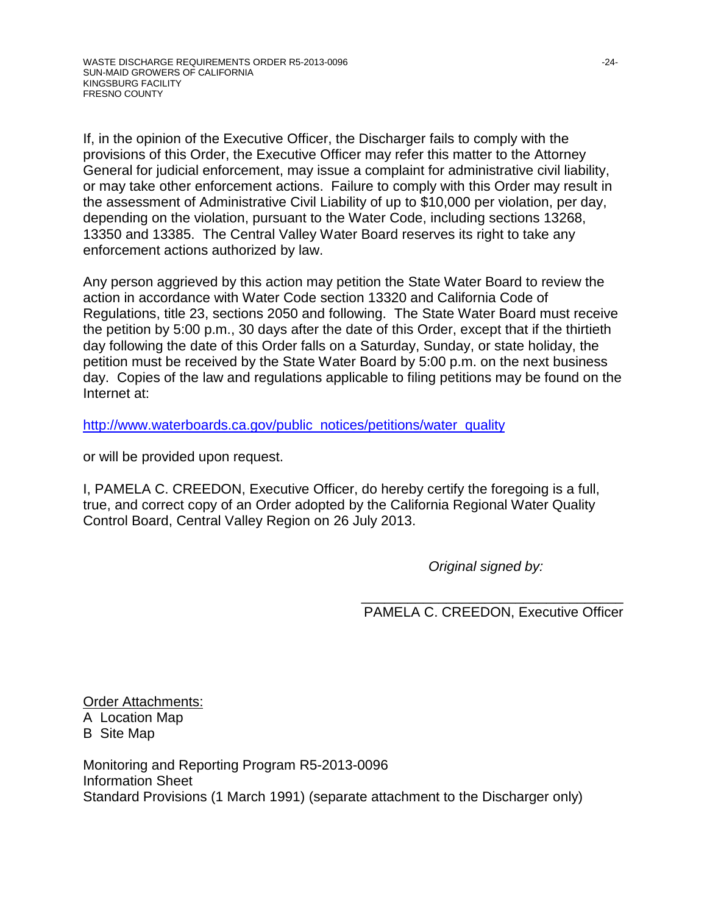If, in the opinion of the Executive Officer, the Discharger fails to comply with the provisions of this Order, the Executive Officer may refer this matter to the Attorney General for judicial enforcement, may issue a complaint for administrative civil liability, or may take other enforcement actions. Failure to comply with this Order may result in the assessment of Administrative Civil Liability of up to $10,000 per violation, per day, depending on the violation, pursuant to the Water Code, including sections 13268, 13350 and 13385. The Central Valley Water Board reserves its right to take any enforcement actions authorized by law.

Any person aggrieved by this action may petition the State Water Board to review the action in accordance with Water Code section 13320 and California Code of Regulations, title 23, sections 2050 and following. The State Water Board must receive the petition by 5:00 p.m., 30 days after the date of this Order, except that if the thirtieth day following the date of this Order falls on a Saturday, Sunday, or state holiday, the petition must be received by the State Water Board by 5:00 p.m. on the next business day. Copies of the law and regulations applicable to filing petitions may be found on the Internet at:

http://www.waterboards.ca.gov/public_notices/petitions/water_quality

or will be provided upon request.

I, PAMELA C. CREEDON, Executive Officer, do hereby certify the foregoing is a full, true, and correct copy of an Order adopted by the California Regional Water Quality Control Board, Central Valley Region on 26 July 2013.

*Original signed by:*

\_\_\_\_\_\_\_\_\_\_\_\_\_\_\_\_\_\_\_\_\_\_\_\_\_\_\_\_\_\_\_\_\_\_
PAMELA C. CREEDON, Executive Officer

<u>Order Attachments:</u>
A Location Map
B Site Map

Monitoring and Reporting Program R5-2013-0096
Information Sheet
Standard Provisions (1 March 1991) (separate attachment to the Discharger only)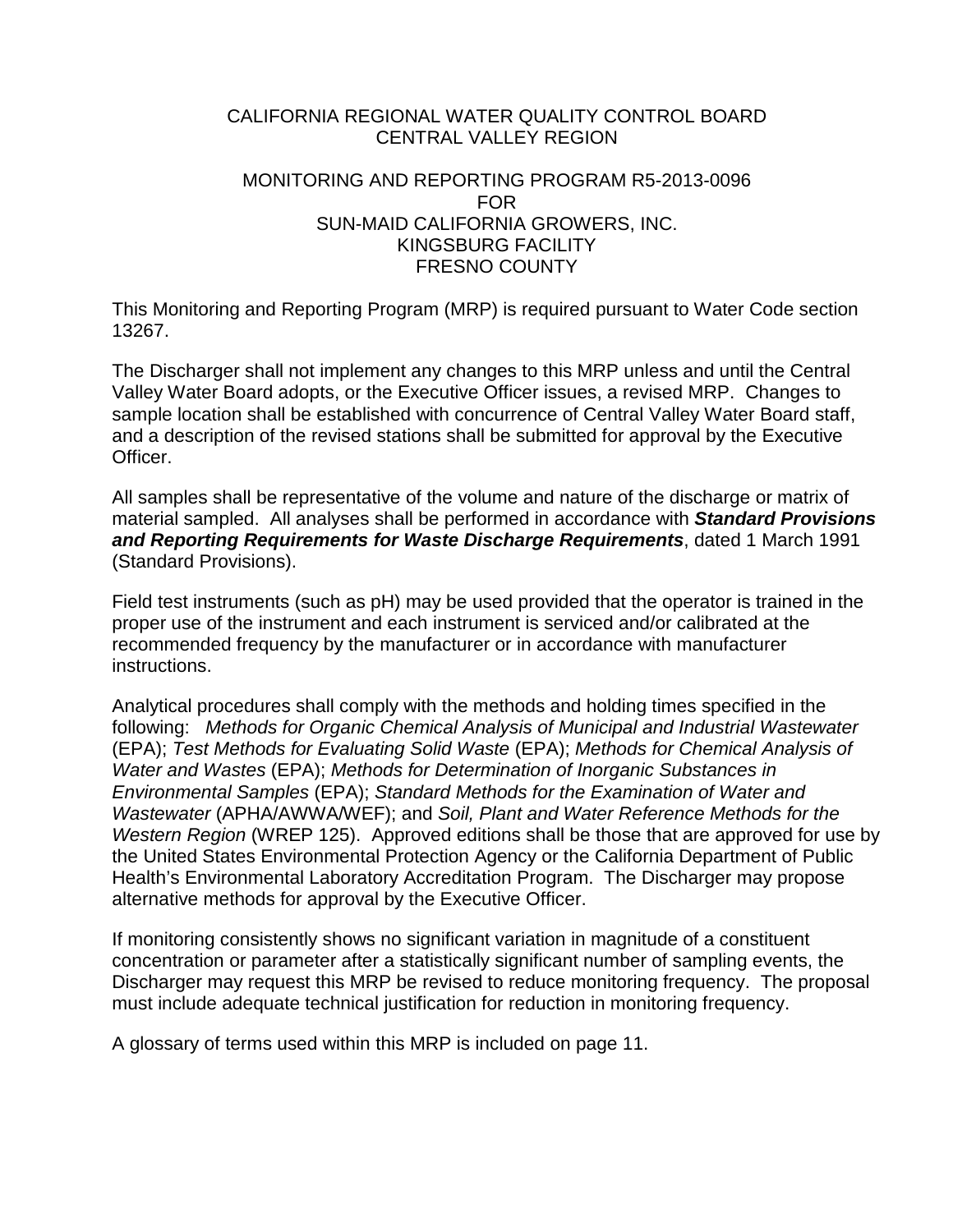CALIFORNIA REGIONAL WATER QUALITY CONTROL BOARD
CENTRAL VALLEY REGION

MONITORING AND REPORTING PROGRAM R5-2013-0096
FOR
SUN-MAID CALIFORNIA GROWERS, INC.
KINGSBURG FACILITY
FRESNO COUNTY

This Monitoring and Reporting Program (MRP) is required pursuant to Water Code section 13267.

The Discharger shall not implement any changes to this MRP unless and until the Central Valley Water Board adopts, or the Executive Officer issues, a revised MRP. Changes to sample location shall be established with concurrence of Central Valley Water Board staff, and a description of the revised stations shall be submitted for approval by the Executive Officer.

All samples shall be representative of the volume and nature of the discharge or matrix of material sampled. All analyses shall be performed in accordance with ***Standard Provisions and Reporting Requirements for Waste Discharge Requirements***, dated 1 March 1991 (Standard Provisions).

Field test instruments (such as pH) may be used provided that the operator is trained in the proper use of the instrument and each instrument is serviced and/or calibrated at the recommended frequency by the manufacturer or in accordance with manufacturer instructions.

Analytical procedures shall comply with the methods and holding times specified in the following: *Methods for Organic Chemical Analysis of Municipal and Industrial Wastewater* (EPA); *Test Methods for Evaluating Solid Waste* (EPA); *Methods for Chemical Analysis of Water and Wastes* (EPA); *Methods for Determination of Inorganic Substances in Environmental Samples* (EPA); *Standard Methods for the Examination of Water and Wastewater* (APHA/AWWA/WEF); and *Soil, Plant and Water Reference Methods for the Western Region* (WREP 125). Approved editions shall be those that are approved for use by the United States Environmental Protection Agency or the California Department of Public Health's Environmental Laboratory Accreditation Program. The Discharger may propose alternative methods for approval by the Executive Officer.

If monitoring consistently shows no significant variation in magnitude of a constituent concentration or parameter after a statistically significant number of sampling events, the Discharger may request this MRP be revised to reduce monitoring frequency. The proposal must include adequate technical justification for reduction in monitoring frequency.

A glossary of terms used within this MRP is included on page 11.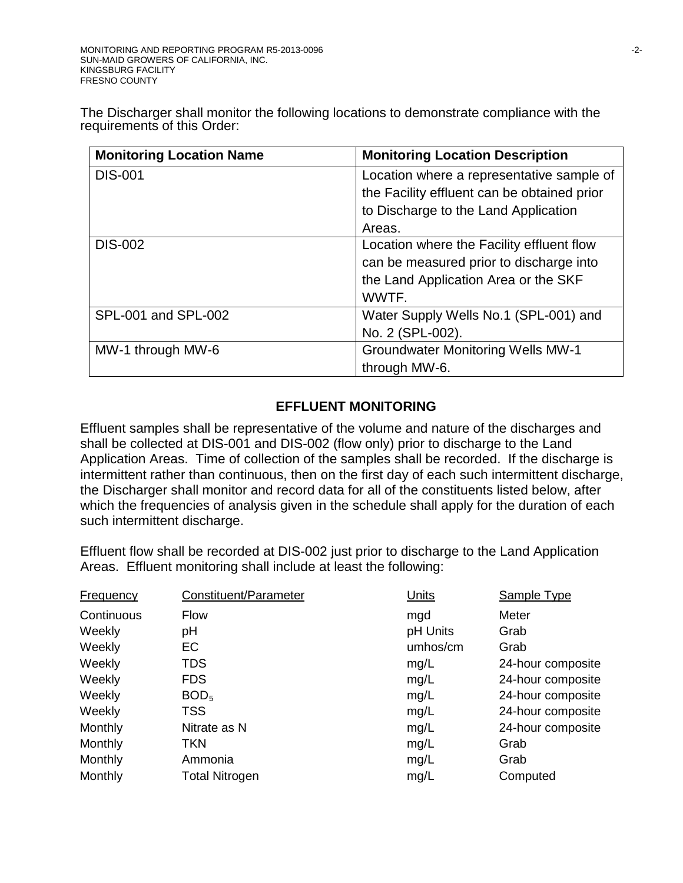The Discharger shall monitor the following locations to demonstrate compliance with the requirements of this Order:

| Monitoring Location Name | Monitoring Location Description |
|---|---|
| DIS-001 | Location where a representative sample of the Facility effluent can be obtained prior to Discharge to the Land Application Areas. |
| DIS-002 | Location where the Facility effluent flow can be measured prior to discharge into the Land Application Area or the SKF WWTF. |
| SPL-001 and SPL-002 | Water Supply Wells No.1 (SPL-001) and No. 2 (SPL-002). |
| MW-1 through MW-6 | Groundwater Monitoring Wells MW-1 through MW-6. |

## EFFLUENT MONITORING

Effluent samples shall be representative of the volume and nature of the discharges and shall be collected at DIS-001 and DIS-002 (flow only) prior to discharge to the Land Application Areas. Time of collection of the samples shall be recorded. If the discharge is intermittent rather than continuous, then on the first day of each such intermittent discharge, the Discharger shall monitor and record data for all of the constituents listed below, after which the frequencies of analysis given in the schedule shall apply for the duration of each such intermittent discharge.

Effluent flow shall be recorded at DIS-002 just prior to discharge to the Land Application Areas. Effluent monitoring shall include at least the following:

| Frequency | Constituent/Parameter | Units | Sample Type |
|---|---|---|---|
| Continuous | Flow | mgd | Meter |
| Weekly | pH | pH Units | Grab |
| Weekly | EC | umhos/cm | Grab |
| Weekly | TDS | mg/L | 24-hour composite |
| Weekly | FDS | mg/L | 24-hour composite |
| Weekly | $BOD_5$ | mg/L | 24-hour composite |
| Weekly | TSS | mg/L | 24-hour composite |
| Monthly | Nitrate as N | mg/L | 24-hour composite |
| Monthly | TKN | mg/L | Grab |
| Monthly | Ammonia | mg/L | Grab |
| Monthly | Total Nitrogen | mg/L | Computed |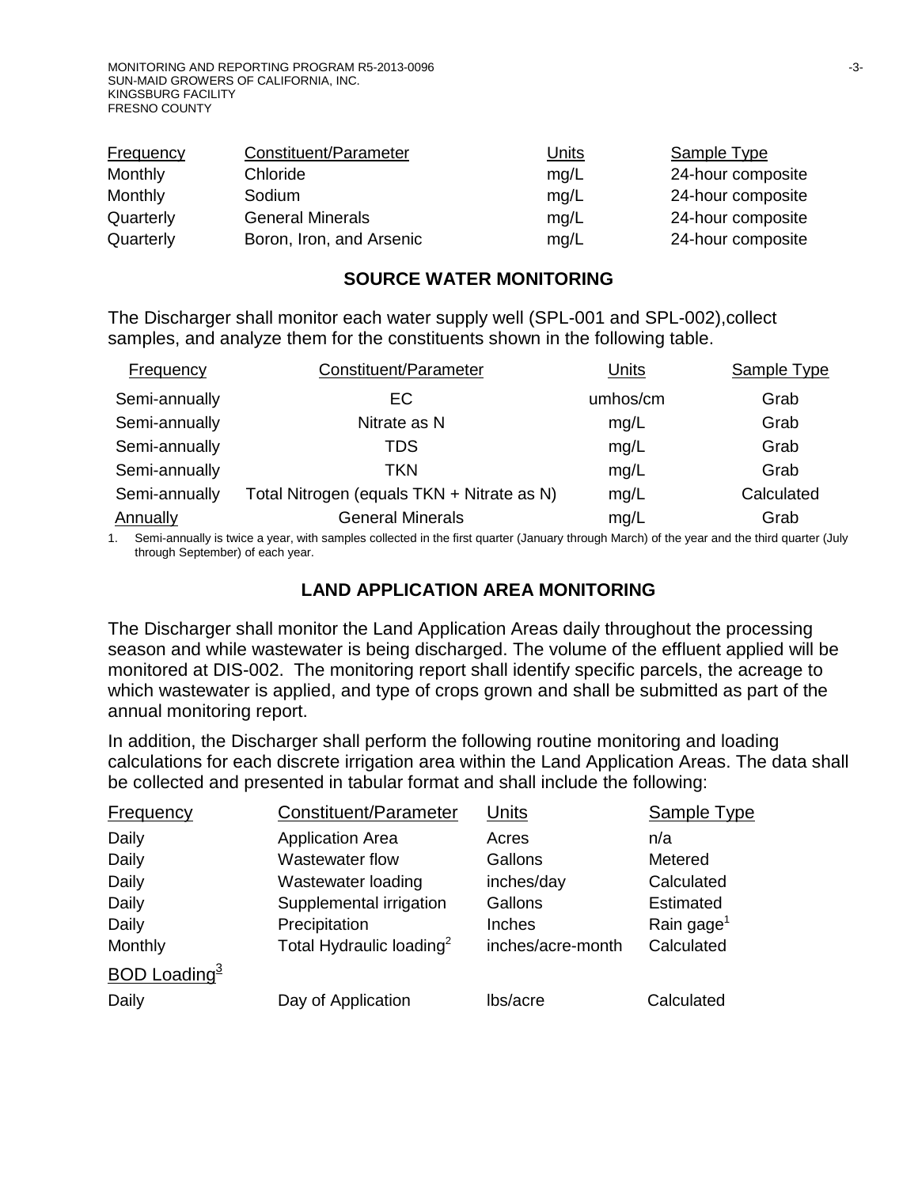| Frequency | Constituent/Parameter | Units | Sample Type |
|---|---|---|---|
| Monthly | Chloride | mg/L | 24-hour composite |
| Monthly | Sodium | mg/L | 24-hour composite |
| Quarterly | General Minerals | mg/L | 24-hour composite |
| Quarterly | Boron, Iron, and Arsenic | mg/L | 24-hour composite |

## SOURCE WATER MONITORING

The Discharger shall monitor each water supply well (SPL-001 and SPL-002),collect samples, and analyze them for the constituents shown in the following table.

| Frequency | Constituent/Parameter | Units | Sample Type |
|---|---|---|---|
| Semi-annually | EC | umhos/cm | Grab |
| Semi-annually | Nitrate as N | mg/L | Grab |
| Semi-annually | TDS | mg/L | Grab |
| Semi-annually | TKN | mg/L | Grab |
| Semi-annually | Total Nitrogen (equals TKN + Nitrate as N) | mg/L | Calculated |
| Annually | General Minerals | mg/L | Grab |

1. Semi-annually is twice a year, with samples collected in the first quarter (January through March) of the year and the third quarter (July through September) of each year.

## LAND APPLICATION AREA MONITORING

The Discharger shall monitor the Land Application Areas daily throughout the processing season and while wastewater is being discharged. The volume of the effluent applied will be monitored at DIS-002. The monitoring report shall identify specific parcels, the acreage to which wastewater is applied, and type of crops grown and shall be submitted as part of the annual monitoring report.

In addition, the Discharger shall perform the following routine monitoring and loading calculations for each discrete irrigation area within the Land Application Areas. The data shall be collected and presented in tabular format and shall include the following:

| Frequency | Constituent/Parameter | Units | Sample Type |
|---|---|---|---|
| Daily | Application Area | Acres | n/a |
| Daily | Wastewater flow | Gallons | Metered |
| Daily | Wastewater loading | inches/day | Calculated |
| Daily | Supplemental irrigation | Gallons | Estimated |
| Daily | Precipitation | Inches | Rain gage[1] |
| Monthly | Total Hydraulic loading[2] | inches/acre-month | Calculated |
| BOD Loading[3] | | | |
| Daily | Day of Application | lbs/acre | Calculated |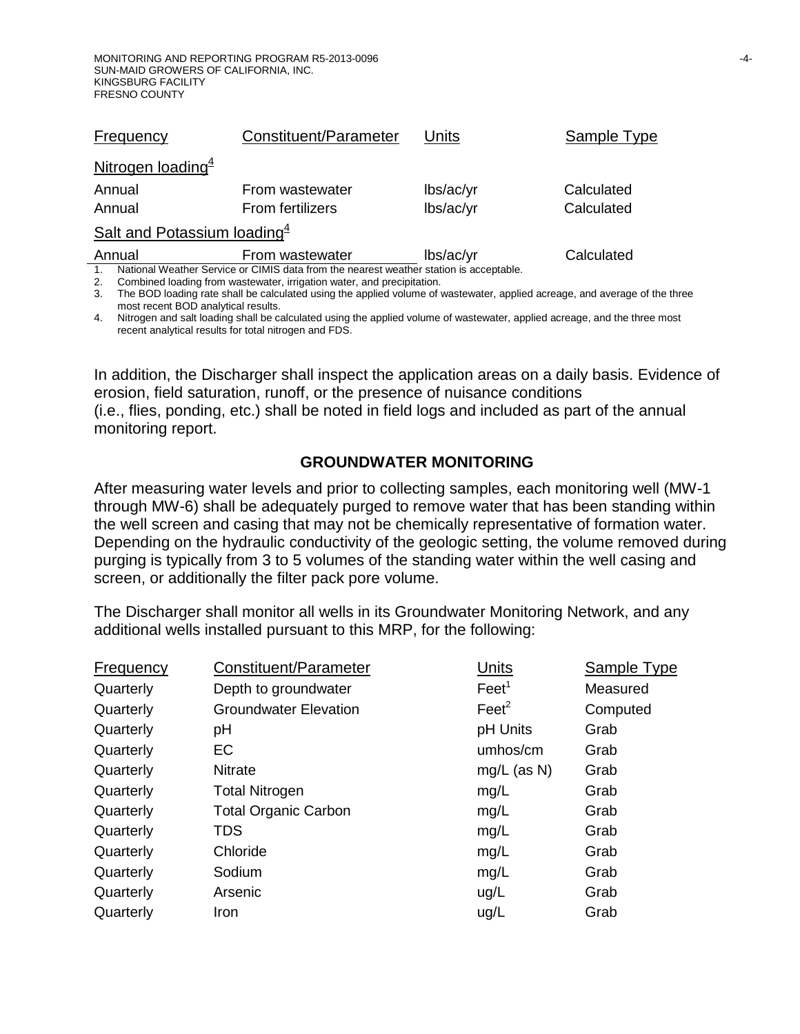| Frequency | Constituent/Parameter | Units | Sample Type |
|---|---|---|---|
| Nitrogen loading[4] | | | |
| Annual | From wastewater | lbs/ac/yr | Calculated |
| Annual | From fertilizers | lbs/ac/yr | Calculated |
| Salt and Potassium loading[4] | | | |
| Annual | From wastewater | lbs/ac/yr | Calculated |

1. National Weather Service or CIMIS data from the nearest weather station is acceptable.
2. Combined loading from wastewater, irrigation water, and precipitation.
3. The BOD loading rate shall be calculated using the applied volume of wastewater, applied acreage, and average of the three most recent BOD analytical results.
4. Nitrogen and salt loading shall be calculated using the applied volume of wastewater, applied acreage, and the three most recent analytical results for total nitrogen and FDS.

In addition, the Discharger shall inspect the application areas on a daily basis. Evidence of erosion, field saturation, runoff, or the presence of nuisance conditions (i.e., flies, ponding, etc.) shall be noted in field logs and included as part of the annual monitoring report.

## GROUNDWATER MONITORING

After measuring water levels and prior to collecting samples, each monitoring well (MW-1 through MW-6) shall be adequately purged to remove water that has been standing within the well screen and casing that may not be chemically representative of formation water. Depending on the hydraulic conductivity of the geologic setting, the volume removed during purging is typically from 3 to 5 volumes of the standing water within the well casing and screen, or additionally the filter pack pore volume.

The Discharger shall monitor all wells in its Groundwater Monitoring Network, and any additional wells installed pursuant to this MRP, for the following:

| Frequency | Constituent/Parameter | Units | Sample Type |
|---|---|---|---|
| Quarterly | Depth to groundwater | Feet[1] | Measured |
| Quarterly | Groundwater Elevation | Feet[2] | Computed |
| Quarterly | pH | pH Units | Grab |
| Quarterly | EC | umhos/cm | Grab |
| Quarterly | Nitrate | mg/L (as N) | Grab |
| Quarterly | Total Nitrogen | mg/L | Grab |
| Quarterly | Total Organic Carbon | mg/L | Grab |
| Quarterly | TDS | mg/L | Grab |
| Quarterly | Chloride | mg/L | Grab |
| Quarterly | Sodium | mg/L | Grab |
| Quarterly | Arsenic | ug/L | Grab |
| Quarterly | Iron | ug/L | Grab |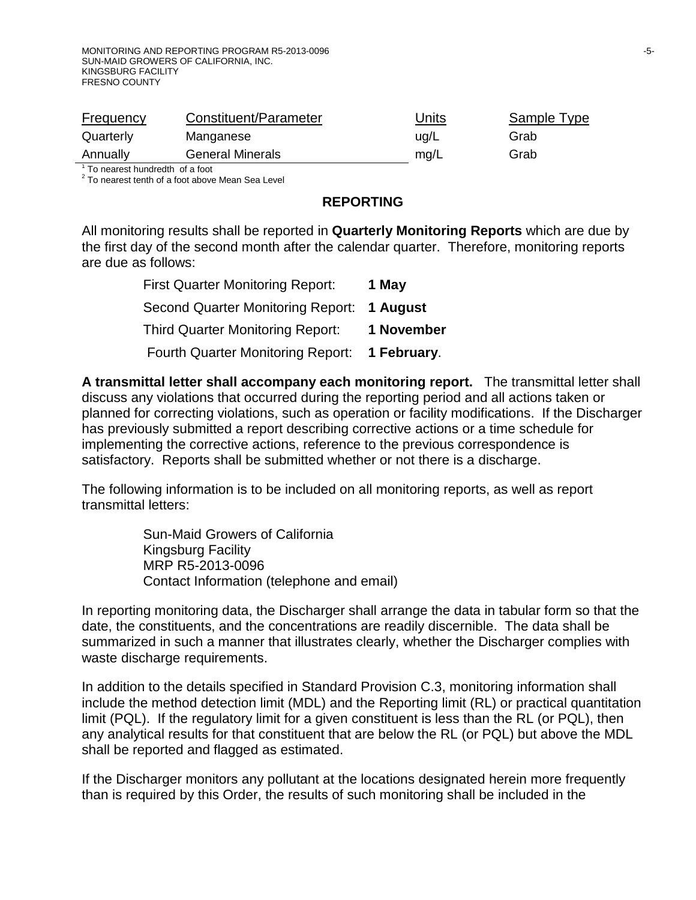| Frequency | Constituent/Parameter | Units | Sample Type |
|---|---|---|---|
| Quarterly | Manganese | ug/L | Grab |
| Annually | General Minerals | mg/L | Grab |

[1] To nearest hundredth of a foot
[2] To nearest tenth of a foot above Mean Sea Level

## REPORTING

All monitoring results shall be reported in **Quarterly Monitoring Reports** which are due by the first day of the second month after the calendar quarter. Therefore, monitoring reports are due as follows:

First Quarter Monitoring Report: **1 May**
Second Quarter Monitoring Report: **1 August**
Third Quarter Monitoring Report: **1 November**
Fourth Quarter Monitoring Report: **1 February**.

**A transmittal letter shall accompany each monitoring report.** The transmittal letter shall discuss any violations that occurred during the reporting period and all actions taken or planned for correcting violations, such as operation or facility modifications. If the Discharger has previously submitted a report describing corrective actions or a time schedule for implementing the corrective actions, reference to the previous correspondence is satisfactory. Reports shall be submitted whether or not there is a discharge.

The following information is to be included on all monitoring reports, as well as report transmittal letters:

Sun-Maid Growers of California
Kingsburg Facility
MRP R5-2013-0096
Contact Information (telephone and email)

In reporting monitoring data, the Discharger shall arrange the data in tabular form so that the date, the constituents, and the concentrations are readily discernible. The data shall be summarized in such a manner that illustrates clearly, whether the Discharger complies with waste discharge requirements.

In addition to the details specified in Standard Provision C.3, monitoring information shall include the method detection limit (MDL) and the Reporting limit (RL) or practical quantitation limit (PQL). If the regulatory limit for a given constituent is less than the RL (or PQL), then any analytical results for that constituent that are below the RL (or PQL) but above the MDL shall be reported and flagged as estimated.

If the Discharger monitors any pollutant at the locations designated herein more frequently than is required by this Order, the results of such monitoring shall be included in the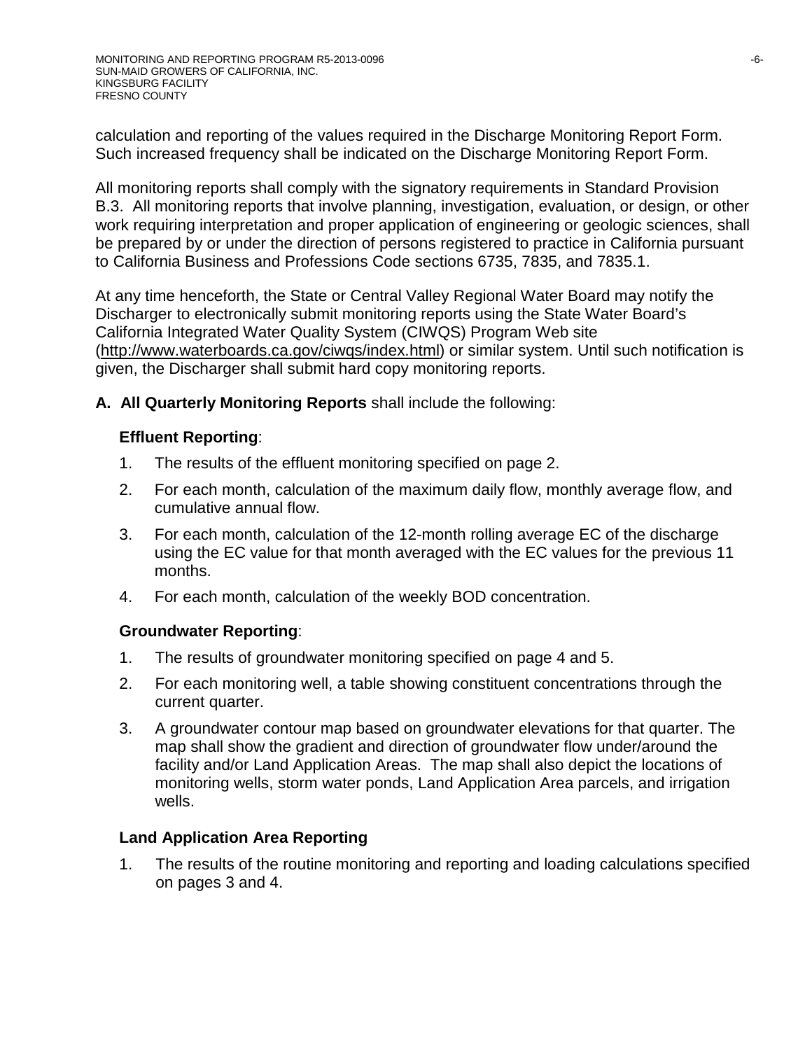calculation and reporting of the values required in the Discharge Monitoring Report Form. Such increased frequency shall be indicated on the Discharge Monitoring Report Form.

All monitoring reports shall comply with the signatory requirements in Standard Provision B.3. All monitoring reports that involve planning, investigation, evaluation, or design, or other work requiring interpretation and proper application of engineering or geologic sciences, shall be prepared by or under the direction of persons registered to practice in California pursuant to California Business and Professions Code sections 6735, 7835, and 7835.1.

At any time henceforth, the State or Central Valley Regional Water Board may notify the Discharger to electronically submit monitoring reports using the State Water Board's California Integrated Water Quality System (CIWQS) Program Web site (http://www.waterboards.ca.gov/ciwqs/index.html) or similar system. Until such notification is given, the Discharger shall submit hard copy monitoring reports.

**A. All Quarterly Monitoring Reports** shall include the following:

**Effluent Reporting**:

1. The results of the effluent monitoring specified on page 2.
2. For each month, calculation of the maximum daily flow, monthly average flow, and cumulative annual flow.
3. For each month, calculation of the 12-month rolling average EC of the discharge using the EC value for that month averaged with the EC values for the previous 11 months.
4. For each month, calculation of the weekly BOD concentration.

**Groundwater Reporting**:

1. The results of groundwater monitoring specified on page 4 and 5.
2. For each monitoring well, a table showing constituent concentrations through the current quarter.
3. A groundwater contour map based on groundwater elevations for that quarter. The map shall show the gradient and direction of groundwater flow under/around the facility and/or Land Application Areas. The map shall also depict the locations of monitoring wells, storm water ponds, Land Application Area parcels, and irrigation wells.

**Land Application Area Reporting**

1. The results of the routine monitoring and reporting and loading calculations specified on pages 3 and 4.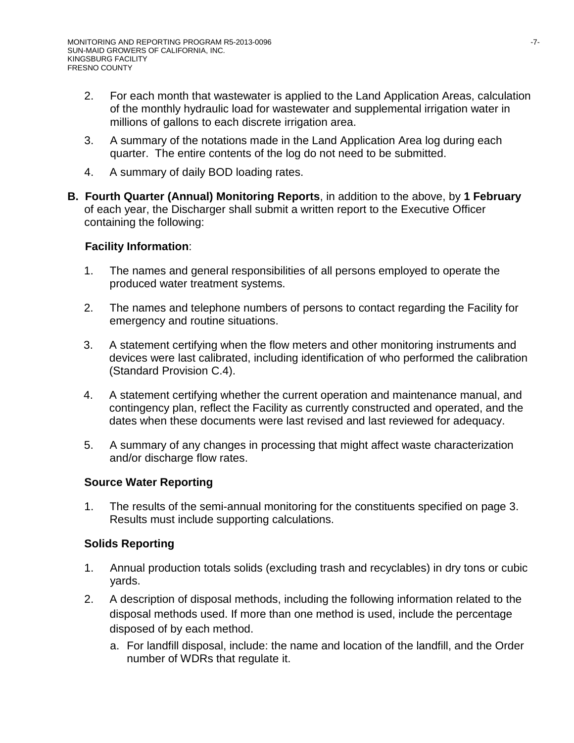2. For each month that wastewater is applied to the Land Application Areas, calculation of the monthly hydraulic load for wastewater and supplemental irrigation water in millions of gallons to each discrete irrigation area.

3. A summary of the notations made in the Land Application Area log during each quarter. The entire contents of the log do not need to be submitted.

4. A summary of daily BOD loading rates.

**B. Fourth Quarter (Annual) Monitoring Reports**, in addition to the above, by **1 February** of each year, the Discharger shall submit a written report to the Executive Officer containing the following:

**Facility Information**:

1. The names and general responsibilities of all persons employed to operate the produced water treatment systems.

2. The names and telephone numbers of persons to contact regarding the Facility for emergency and routine situations.

3. A statement certifying when the flow meters and other monitoring instruments and devices were last calibrated, including identification of who performed the calibration (Standard Provision C.4).

4. A statement certifying whether the current operation and maintenance manual, and contingency plan, reflect the Facility as currently constructed and operated, and the dates when these documents were last revised and last reviewed for adequacy.

5. A summary of any changes in processing that might affect waste characterization and/or discharge flow rates.

**Source Water Reporting**

1. The results of the semi-annual monitoring for the constituents specified on page 3. Results must include supporting calculations.

**Solids Reporting**

1. Annual production totals solids (excluding trash and recyclables) in dry tons or cubic yards.

2. A description of disposal methods, including the following information related to the disposal methods used. If more than one method is used, include the percentage disposed of by each method.

   a. For landfill disposal, include: the name and location of the landfill, and the Order number of WDRs that regulate it.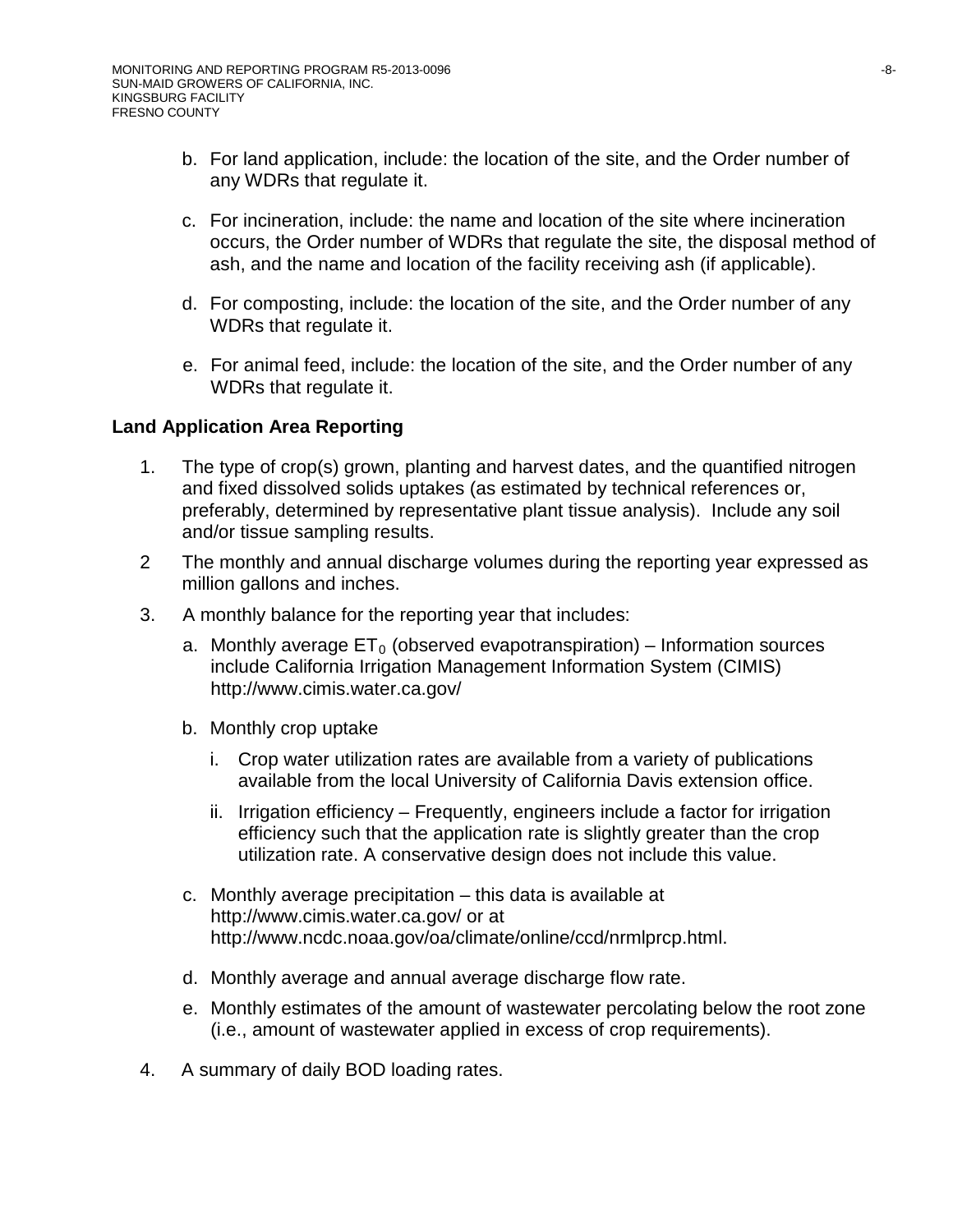b. For land application, include: the location of the site, and the Order number of any WDRs that regulate it.

c. For incineration, include: the name and location of the site where incineration occurs, the Order number of WDRs that regulate the site, the disposal method of ash, and the name and location of the facility receiving ash (if applicable).

d. For composting, include: the location of the site, and the Order number of any WDRs that regulate it.

e. For animal feed, include: the location of the site, and the Order number of any WDRs that regulate it.

**Land Application Area Reporting**

1. The type of crop(s) grown, planting and harvest dates, and the quantified nitrogen and fixed dissolved solids uptakes (as estimated by technical references or, preferably, determined by representative plant tissue analysis). Include any soil and/or tissue sampling results.

2 The monthly and annual discharge volumes during the reporting year expressed as million gallons and inches.

3. A monthly balance for the reporting year that includes:

   a. Monthly average $ET_0$ (observed evapotranspiration) – Information sources include California Irrigation Management Information System (CIMIS) http://www.cimis.water.ca.gov/

   b. Monthly crop uptake

      i. Crop water utilization rates are available from a variety of publications available from the local University of California Davis extension office.

      ii. Irrigation efficiency – Frequently, engineers include a factor for irrigation efficiency such that the application rate is slightly greater than the crop utilization rate. A conservative design does not include this value.

   c. Monthly average precipitation – this data is available at http://www.cimis.water.ca.gov/ or at http://www.ncdc.noaa.gov/oa/climate/online/ccd/nrmlprcp.html.

   d. Monthly average and annual average discharge flow rate.

   e. Monthly estimates of the amount of wastewater percolating below the root zone (i.e., amount of wastewater applied in excess of crop requirements).

4. A summary of daily BOD loading rates.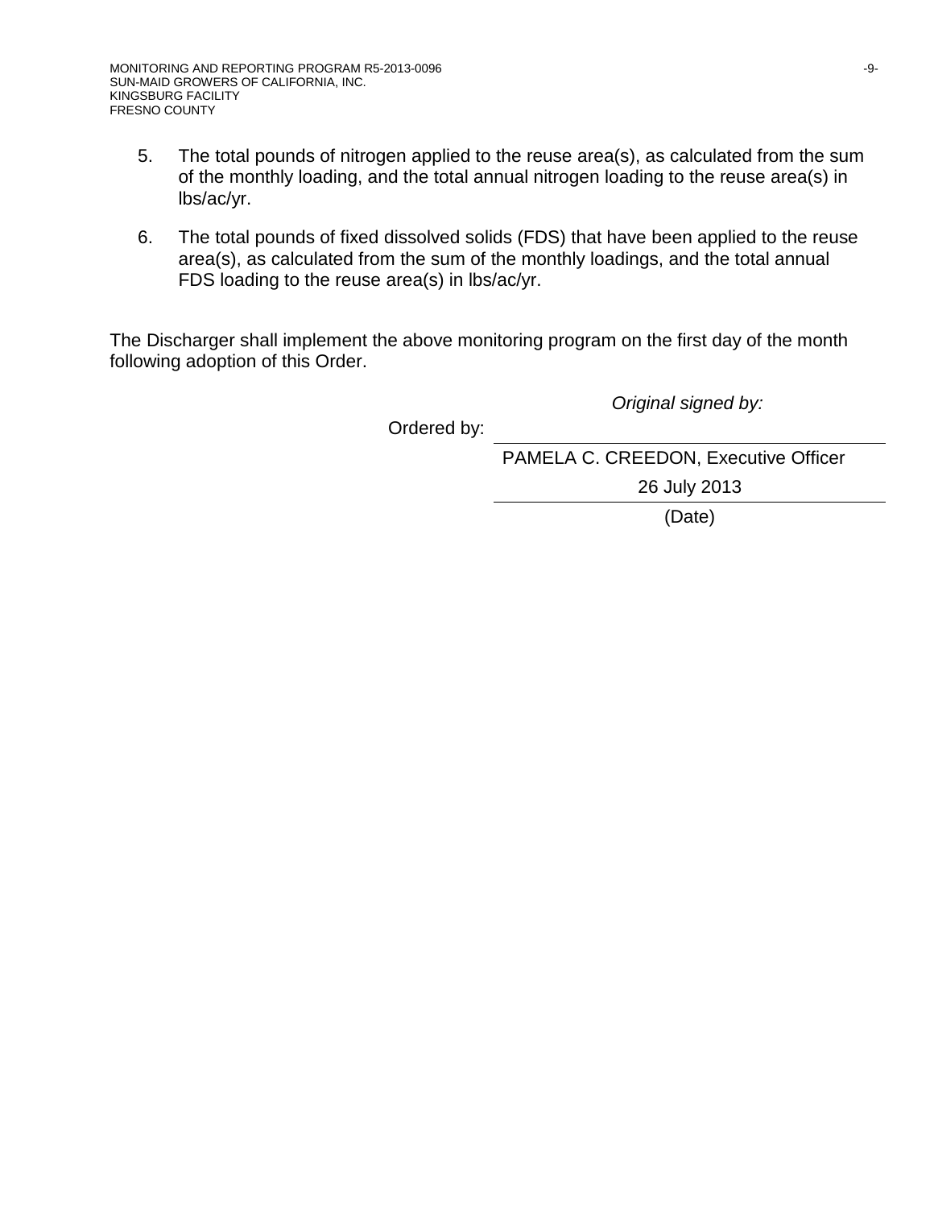5. The total pounds of nitrogen applied to the reuse area(s), as calculated from the sum of the monthly loading, and the total annual nitrogen loading to the reuse area(s) in lbs/ac/yr.

6. The total pounds of fixed dissolved solids (FDS) that have been applied to the reuse area(s), as calculated from the sum of the monthly loadings, and the total annual FDS loading to the reuse area(s) in lbs/ac/yr.

The Discharger shall implement the above monitoring program on the first day of the month following adoption of this Order.

*Original signed by:*

Ordered by: ______________________________

PAMELA C. CREEDON, Executive Officer

26 July 2013

(Date)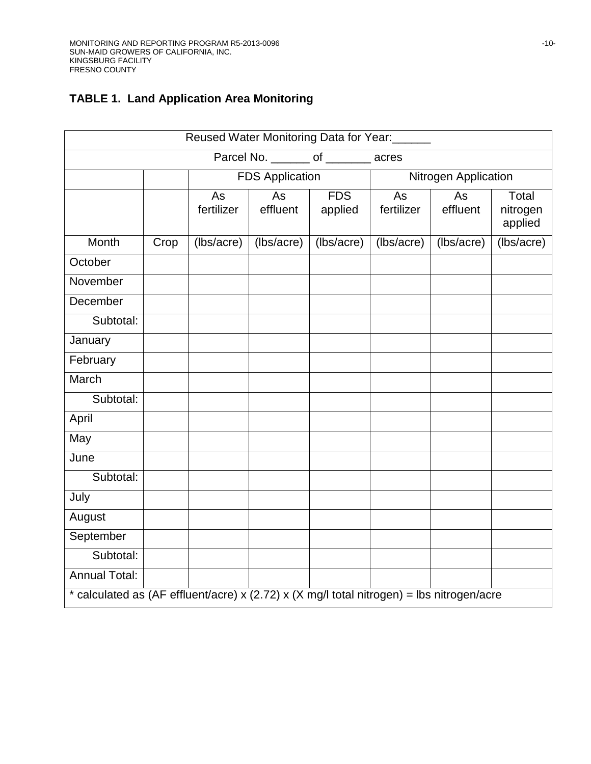**TABLE 1. Land Application Area Monitoring**

| Reused Water Monitoring Data for Year:______ | | | | | | | |
|---|---|---|---|---|---|---|---|
| Parcel No. ______ of _______ acres | | | | | | | |
| | | FDS Application | | | Nitrogen Application | | |
| | | As fertilizer | As effluent | FDS applied | As fertilizer | As effluent | Total nitrogen applied |
| Month | Crop | (lbs/acre) | (lbs/acre) | (lbs/acre) | (lbs/acre) | (lbs/acre) | (lbs/acre) |
| October | | | | | | | |
| November | | | | | | | |
| December | | | | | | | |
| Subtotal: | | | | | | | |
| January | | | | | | | |
| February | | | | | | | |
| March | | | | | | | |
| Subtotal: | | | | | | | |
| April | | | | | | | |
| May | | | | | | | |
| June | | | | | | | |
| Subtotal: | | | | | | | |
| July | | | | | | | |
| August | | | | | | | |
| September | | | | | | | |
| Subtotal: | | | | | | | |
| Annual Total: | | | | | | | |

* calculated as (AF effluent/acre) x (2.72) x (X mg/l total nitrogen) = lbs nitrogen/acre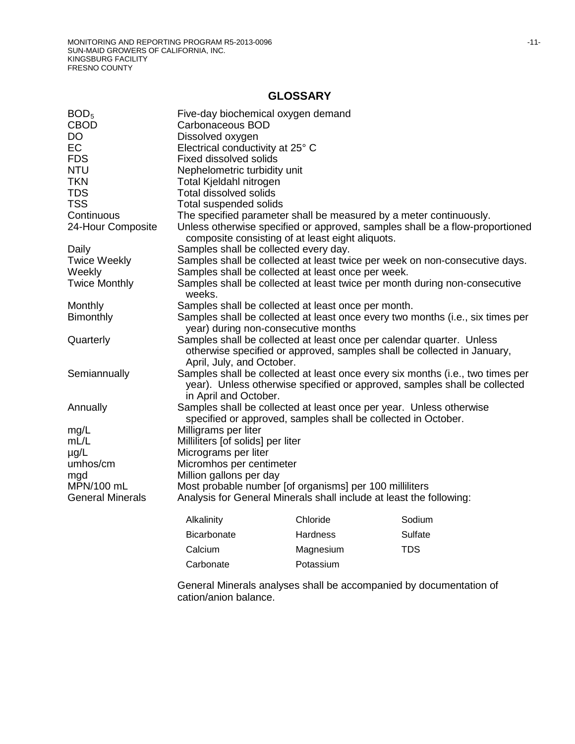## GLOSSARY

| | |
|---|---|
| $BOD_5$ | Five-day biochemical oxygen demand |
| CBOD | Carbonaceous BOD |
| DO | Dissolved oxygen |
| EC | Electrical conductivity at 25° C |
| FDS | Fixed dissolved solids |
| NTU | Nephelometric turbidity unit |
| TKN | Total Kjeldahl nitrogen |
| TDS | Total dissolved solids |
| TSS | Total suspended solids |
| Continuous | The specified parameter shall be measured by a meter continuously. |
| 24-Hour Composite | Unless otherwise specified or approved, samples shall be a flow-proportioned composite consisting of at least eight aliquots. |
| Daily | Samples shall be collected every day. |
| Twice Weekly | Samples shall be collected at least twice per week on non-consecutive days. |
| Weekly | Samples shall be collected at least once per week. |
| Twice Monthly | Samples shall be collected at least twice per month during non-consecutive weeks. |
| Monthly | Samples shall be collected at least once per month. |
| Bimonthly | Samples shall be collected at least once every two months (i.e., six times per year) during non-consecutive months |
| Quarterly | Samples shall be collected at least once per calendar quarter. Unless otherwise specified or approved, samples shall be collected in January, April, July, and October. |
| Semiannually | Samples shall be collected at least once every six months (i.e., two times per year). Unless otherwise specified or approved, samples shall be collected in April and October. |
| Annually | Samples shall be collected at least once per year. Unless otherwise specified or approved, samples shall be collected in October. |
| mg/L | Milligrams per liter |
| mL/L | Milliliters [of solids] per liter |
| µg/L | Micrograms per liter |
| umhos/cm | Micromhos per centimeter |
| mgd | Million gallons per day |
| MPN/100 mL | Most probable number [of organisms] per 100 milliliters |
| General Minerals | Analysis for General Minerals shall include at least the following: |

| | | |
|---|---|---|
| Alkalinity | Chloride | Sodium |
| Bicarbonate | Hardness | Sulfate |
| Calcium | Magnesium | TDS |
| Carbonate | Potassium | |

General Minerals analyses shall be accompanied by documentation of cation/anion balance.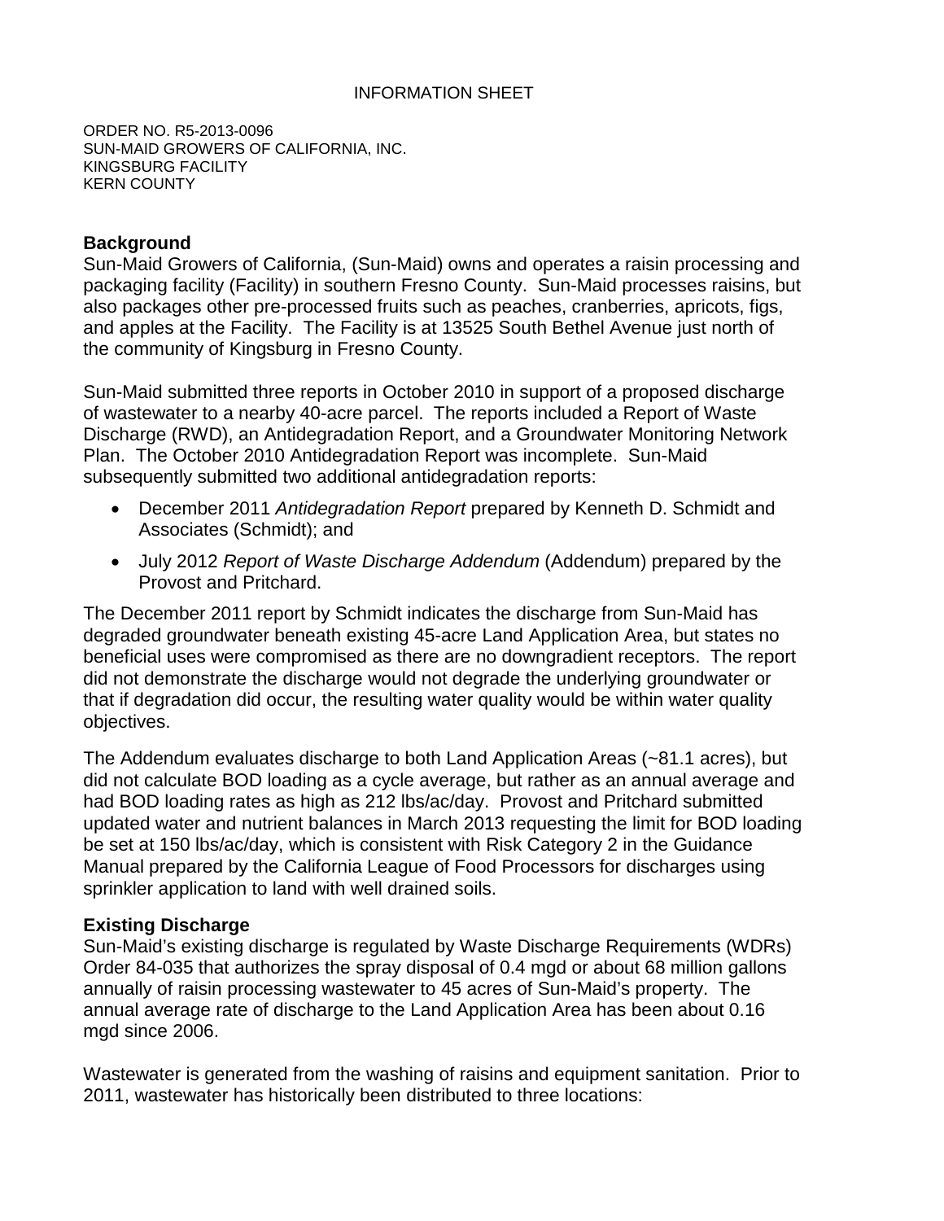INFORMATION SHEET

ORDER NO. R5-2013-0096
SUN-MAID GROWERS OF CALIFORNIA, INC.
KINGSBURG FACILITY
KERN COUNTY

**Background**

Sun-Maid Growers of California, (Sun-Maid) owns and operates a raisin processing and packaging facility (Facility) in southern Fresno County. Sun-Maid processes raisins, but also packages other pre-processed fruits such as peaches, cranberries, apricots, figs, and apples at the Facility. The Facility is at 13525 South Bethel Avenue just north of the community of Kingsburg in Fresno County.

Sun-Maid submitted three reports in October 2010 in support of a proposed discharge of wastewater to a nearby 40-acre parcel. The reports included a Report of Waste Discharge (RWD), an Antidegradation Report, and a Groundwater Monitoring Network Plan. The October 2010 Antidegradation Report was incomplete. Sun-Maid subsequently submitted two additional antidegradation reports:

- December 2011 *Antidegradation Report* prepared by Kenneth D. Schmidt and Associates (Schmidt); and
- July 2012 *Report of Waste Discharge Addendum* (Addendum) prepared by the Provost and Pritchard.

The December 2011 report by Schmidt indicates the discharge from Sun-Maid has degraded groundwater beneath existing 45-acre Land Application Area, but states no beneficial uses were compromised as there are no downgradient receptors. The report did not demonstrate the discharge would not degrade the underlying groundwater or that if degradation did occur, the resulting water quality would be within water quality objectives.

The Addendum evaluates discharge to both Land Application Areas (~81.1 acres), but did not calculate BOD loading as a cycle average, but rather as an annual average and had BOD loading rates as high as 212 lbs/ac/day. Provost and Pritchard submitted updated water and nutrient balances in March 2013 requesting the limit for BOD loading be set at 150 lbs/ac/day, which is consistent with Risk Category 2 in the Guidance Manual prepared by the California League of Food Processors for discharges using sprinkler application to land with well drained soils.

**Existing Discharge**

Sun-Maid's existing discharge is regulated by Waste Discharge Requirements (WDRs) Order 84-035 that authorizes the spray disposal of 0.4 mgd or about 68 million gallons annually of raisin processing wastewater to 45 acres of Sun-Maid's property. The annual average rate of discharge to the Land Application Area has been about 0.16 mgd since 2006.

Wastewater is generated from the washing of raisins and equipment sanitation. Prior to 2011, wastewater has historically been distributed to three locations: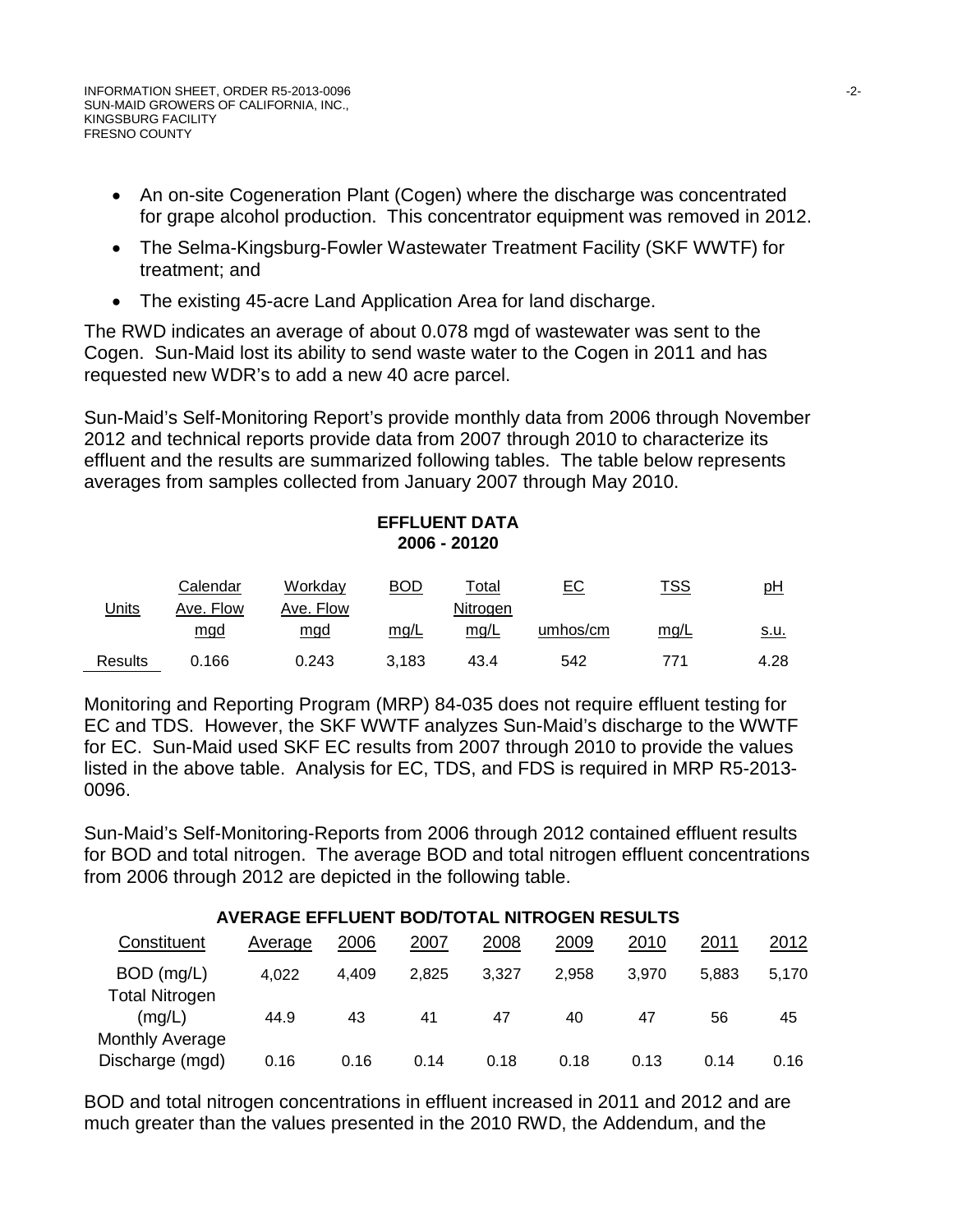- An on-site Cogeneration Plant (Cogen) where the discharge was concentrated for grape alcohol production. This concentrator equipment was removed in 2012.
- The Selma-Kingsburg-Fowler Wastewater Treatment Facility (SKF WWTF) for treatment; and
- The existing 45-acre Land Application Area for land discharge.

The RWD indicates an average of about 0.078 mgd of wastewater was sent to the Cogen. Sun-Maid lost its ability to send waste water to the Cogen in 2011 and has requested new WDR's to add a new 40 acre parcel.

Sun-Maid's Self-Monitoring Report's provide monthly data from 2006 through November 2012 and technical reports provide data from 2007 through 2010 to characterize its effluent and the results are summarized following tables. The table below represents averages from samples collected from January 2007 through May 2010.

**EFFLUENT DATA**
**2006 - 20120**

| Units | Calendar Ave. Flow mgd | Workday Ave. Flow mgd | BOD mg/L | Total Nitrogen mg/L | EC umhos/cm | TSS mg/L | pH s.u. |
|---|---|---|---|---|---|---|---|
| Results | 0.166 | 0.243 | 3,183 | 43.4 | 542 | 771 | 4.28 |

Monitoring and Reporting Program (MRP) 84-035 does not require effluent testing for EC and TDS. However, the SKF WWTF analyzes Sun-Maid's discharge to the WWTF for EC. Sun-Maid used SKF EC results from 2007 through 2010 to provide the values listed in the above table. Analysis for EC, TDS, and FDS is required in MRP R5-2013-0096.

Sun-Maid's Self-Monitoring-Reports from 2006 through 2012 contained effluent results for BOD and total nitrogen. The average BOD and total nitrogen effluent concentrations from 2006 through 2012 are depicted in the following table.

**AVERAGE EFFLUENT BOD/TOTAL NITROGEN RESULTS**

| Constituent | Average | 2006 | 2007 | 2008 | 2009 | 2010 | 2011 | 2012 |
|---|---|---|---|---|---|---|---|---|
| BOD (mg/L) | 4,022 | 4,409 | 2,825 | 3,327 | 2,958 | 3,970 | 5,883 | 5,170 |
| Total Nitrogen (mg/L) | 44.9 | 43 | 41 | 47 | 40 | 47 | 56 | 45 |
| Monthly Average Discharge (mgd) | 0.16 | 0.16 | 0.14 | 0.18 | 0.18 | 0.13 | 0.14 | 0.16 |

BOD and total nitrogen concentrations in effluent increased in 2011 and 2012 and are much greater than the values presented in the 2010 RWD, the Addendum, and the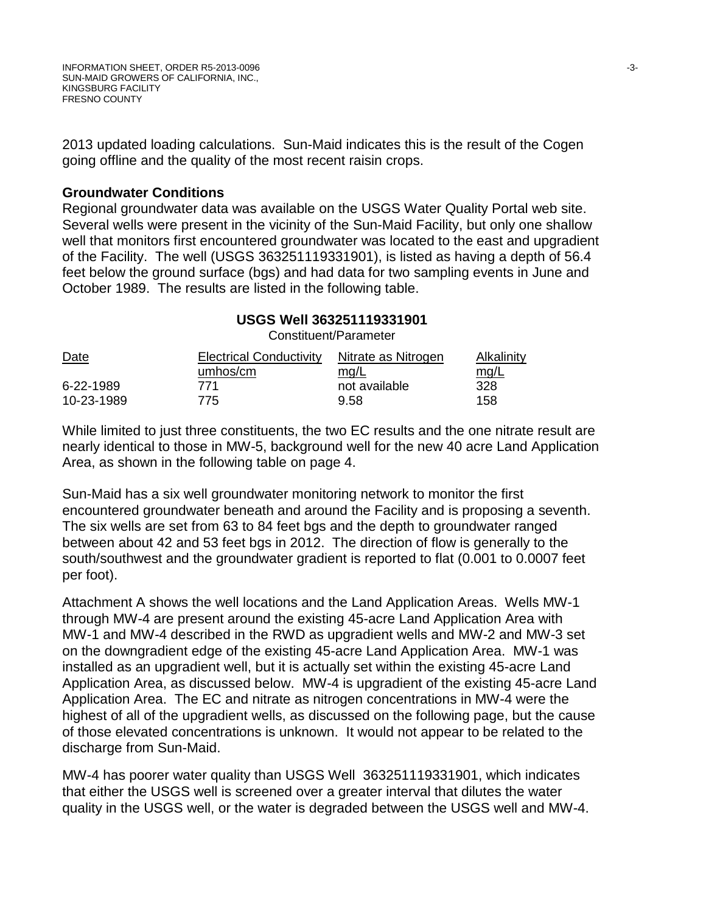2013 updated loading calculations. Sun-Maid indicates this is the result of the Cogen going offline and the quality of the most recent raisin crops.

**Groundwater Conditions**

Regional groundwater data was available on the USGS Water Quality Portal web site. Several wells were present in the vicinity of the Sun-Maid Facility, but only one shallow well that monitors first encountered groundwater was located to the east and upgradient of the Facility. The well (USGS 363251119331901), is listed as having a depth of 56.4 feet below the ground surface (bgs) and had data for two sampling events in June and October 1989. The results are listed in the following table.

**USGS Well 363251119331901**

| | Constituent/Parameter | | |
|---|---|---|---|
| Date | Electrical Conductivity umhos/cm | Nitrate as Nitrogen mg/L | Alkalinity mg/L |
| 6-22-1989 | 771 | not available | 328 |
| 10-23-1989 | 775 | 9.58 | 158 |

While limited to just three constituents, the two EC results and the one nitrate result are nearly identical to those in MW-5, background well for the new 40 acre Land Application Area, as shown in the following table on page 4.

Sun-Maid has a six well groundwater monitoring network to monitor the first encountered groundwater beneath and around the Facility and is proposing a seventh. The six wells are set from 63 to 84 feet bgs and the depth to groundwater ranged between about 42 and 53 feet bgs in 2012. The direction of flow is generally to the south/southwest and the groundwater gradient is reported to flat (0.001 to 0.0007 feet per foot).

Attachment A shows the well locations and the Land Application Areas. Wells MW-1 through MW-4 are present around the existing 45-acre Land Application Area with MW-1 and MW-4 described in the RWD as upgradient wells and MW-2 and MW-3 set on the downgradient edge of the existing 45-acre Land Application Area. MW-1 was installed as an upgradient well, but it is actually set within the existing 45-acre Land Application Area, as discussed below. MW-4 is upgradient of the existing 45-acre Land Application Area. The EC and nitrate as nitrogen concentrations in MW-4 were the highest of all of the upgradient wells, as discussed on the following page, but the cause of those elevated concentrations is unknown. It would not appear to be related to the discharge from Sun-Maid.

MW-4 has poorer water quality than USGS Well 363251119331901, which indicates that either the USGS well is screened over a greater interval that dilutes the water quality in the USGS well, or the water is degraded between the USGS well and MW-4.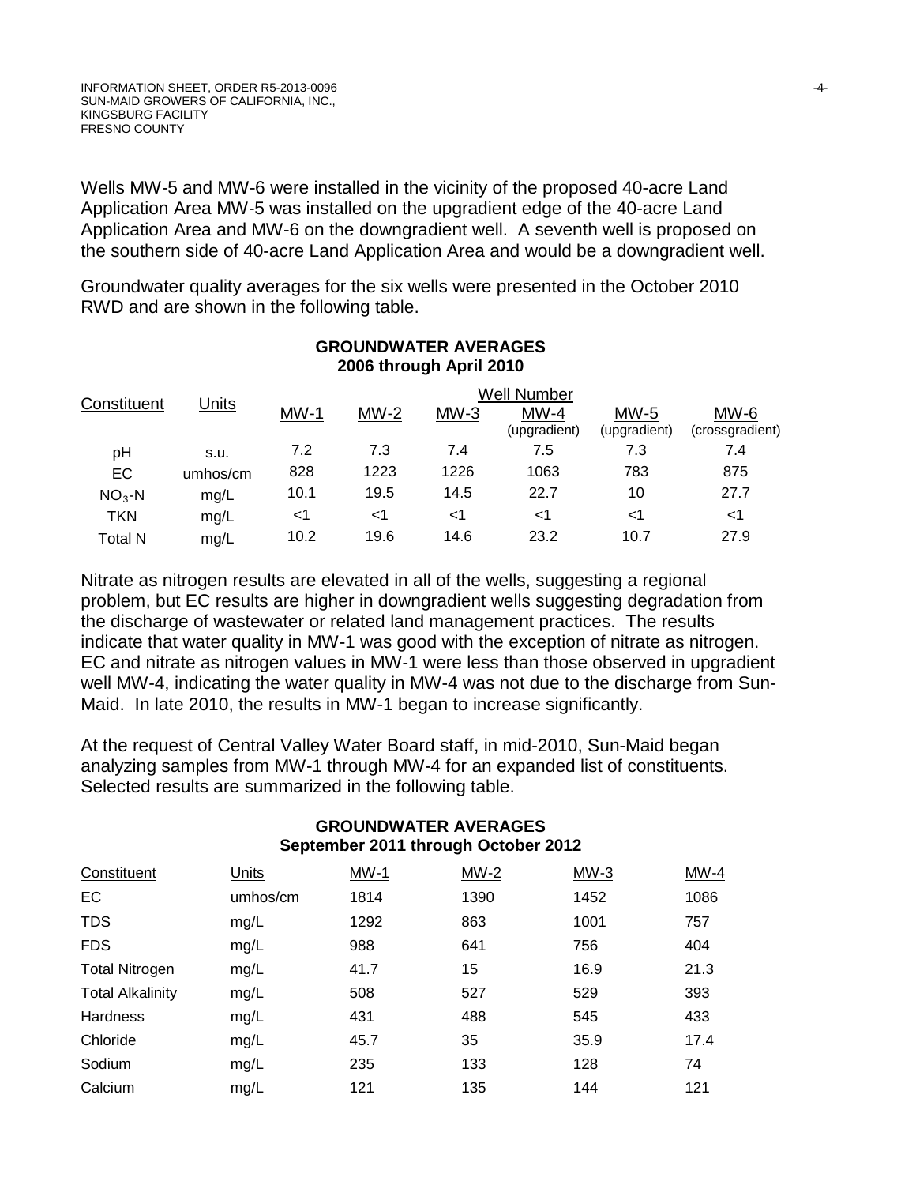Wells MW-5 and MW-6 were installed in the vicinity of the proposed 40-acre Land Application Area MW-5 was installed on the upgradient edge of the 40-acre Land Application Area and MW-6 on the downgradient well. A seventh well is proposed on the southern side of 40-acre Land Application Area and would be a downgradient well.

Groundwater quality averages for the six wells were presented in the October 2010 RWD and are shown in the following table.

**GROUNDWATER AVERAGES**
**2006 through April 2010**

| Constituent | Units | Well Number | | | | | |
|---|---|---|---|---|---|---|---|
| | | MW-1 | MW-2 | MW-3 | MW-4 (upgradient) | MW-5 (upgradient) | MW-6 (crossgradient) |
| pH | s.u. | 7.2 | 7.3 | 7.4 | 7.5 | 7.3 | 7.4 |
| EC | umhos/cm | 828 | 1223 | 1226 | 1063 | 783 | 875 |
| $NO_3$-N | mg/L | 10.1 | 19.5 | 14.5 | 22.7 | 10 | 27.7 |
| TKN | mg/L | <1 | <1 | <1 | <1 | <1 | <1 |
| Total N | mg/L | 10.2 | 19.6 | 14.6 | 23.2 | 10.7 | 27.9 |

Nitrate as nitrogen results are elevated in all of the wells, suggesting a regional problem, but EC results are higher in downgradient wells suggesting degradation from the discharge of wastewater or related land management practices. The results indicate that water quality in MW-1 was good with the exception of nitrate as nitrogen. EC and nitrate as nitrogen values in MW-1 were less than those observed in upgradient well MW-4, indicating the water quality in MW-4 was not due to the discharge from Sun-Maid. In late 2010, the results in MW-1 began to increase significantly.

At the request of Central Valley Water Board staff, in mid-2010, Sun-Maid began analyzing samples from MW-1 through MW-4 for an expanded list of constituents. Selected results are summarized in the following table.

**GROUNDWATER AVERAGES**
**September 2011 through October 2012**

| Constituent | Units | MW-1 | MW-2 | MW-3 | MW-4 |
|---|---|---|---|---|---|
| EC | umhos/cm | 1814 | 1390 | 1452 | 1086 |
| TDS | mg/L | 1292 | 863 | 1001 | 757 |
| FDS | mg/L | 988 | 641 | 756 | 404 |
| Total Nitrogen | mg/L | 41.7 | 15 | 16.9 | 21.3 |
| Total Alkalinity | mg/L | 508 | 527 | 529 | 393 |
| Hardness | mg/L | 431 | 488 | 545 | 433 |
| Chloride | mg/L | 45.7 | 35 | 35.9 | 17.4 |
| Sodium | mg/L | 235 | 133 | 128 | 74 |
| Calcium | mg/L | 121 | 135 | 144 | 121 |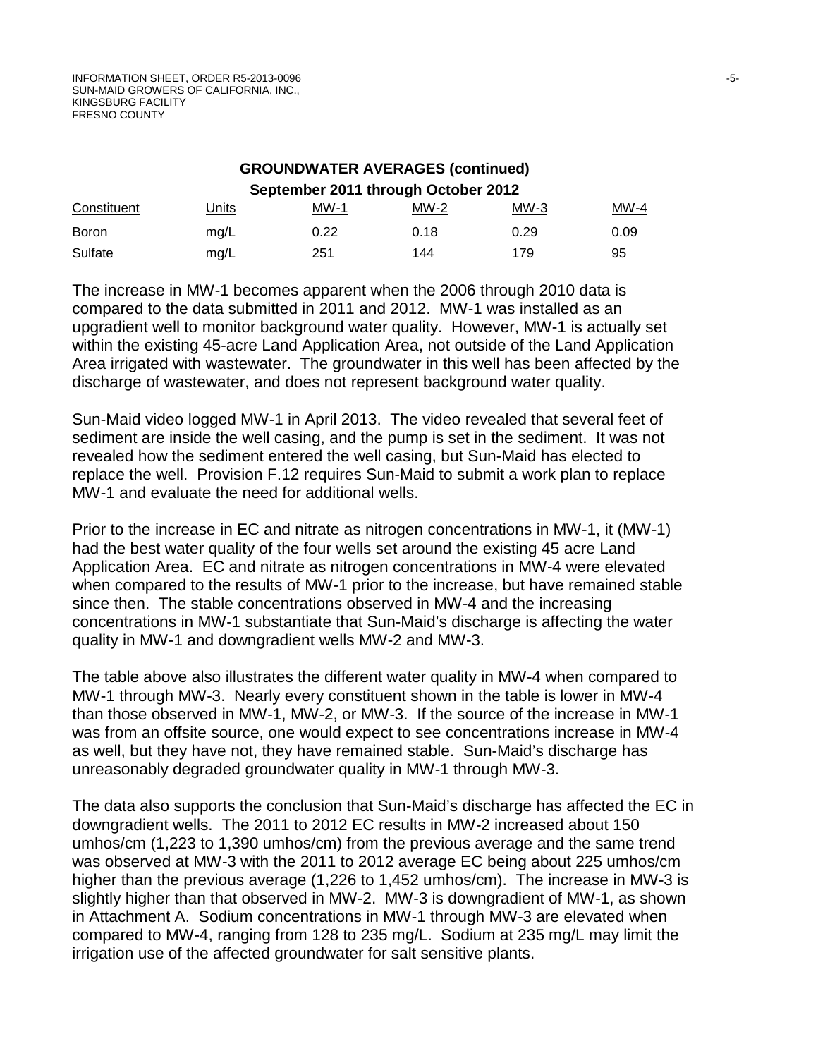**GROUNDWATER AVERAGES (continued)**

**September 2011 through October 2012**

| Constituent | Units | MW-1 | MW-2 | MW-3 | MW-4 |
|---|---|---|---|---|---|
| Boron | mg/L | 0.22 | 0.18 | 0.29 | 0.09 |
| Sulfate | mg/L | 251 | 144 | 179 | 95 |

The increase in MW-1 becomes apparent when the 2006 through 2010 data is compared to the data submitted in 2011 and 2012. MW-1 was installed as an upgradient well to monitor background water quality. However, MW-1 is actually set within the existing 45-acre Land Application Area, not outside of the Land Application Area irrigated with wastewater. The groundwater in this well has been affected by the discharge of wastewater, and does not represent background water quality.

Sun-Maid video logged MW-1 in April 2013. The video revealed that several feet of sediment are inside the well casing, and the pump is set in the sediment. It was not revealed how the sediment entered the well casing, but Sun-Maid has elected to replace the well. Provision F.12 requires Sun-Maid to submit a work plan to replace MW-1 and evaluate the need for additional wells.

Prior to the increase in EC and nitrate as nitrogen concentrations in MW-1, it (MW-1) had the best water quality of the four wells set around the existing 45 acre Land Application Area. EC and nitrate as nitrogen concentrations in MW-4 were elevated when compared to the results of MW-1 prior to the increase, but have remained stable since then. The stable concentrations observed in MW-4 and the increasing concentrations in MW-1 substantiate that Sun-Maid's discharge is affecting the water quality in MW-1 and downgradient wells MW-2 and MW-3.

The table above also illustrates the different water quality in MW-4 when compared to MW-1 through MW-3. Nearly every constituent shown in the table is lower in MW-4 than those observed in MW-1, MW-2, or MW-3. If the source of the increase in MW-1 was from an offsite source, one would expect to see concentrations increase in MW-4 as well, but they have not, they have remained stable. Sun-Maid's discharge has unreasonably degraded groundwater quality in MW-1 through MW-3.

The data also supports the conclusion that Sun-Maid's discharge has affected the EC in downgradient wells. The 2011 to 2012 EC results in MW-2 increased about 150 umhos/cm (1,223 to 1,390 umhos/cm) from the previous average and the same trend was observed at MW-3 with the 2011 to 2012 average EC being about 225 umhos/cm higher than the previous average (1,226 to 1,452 umhos/cm). The increase in MW-3 is slightly higher than that observed in MW-2. MW-3 is downgradient of MW-1, as shown in Attachment A. Sodium concentrations in MW-1 through MW-3 are elevated when compared to MW-4, ranging from 128 to 235 mg/L. Sodium at 235 mg/L may limit the irrigation use of the affected groundwater for salt sensitive plants.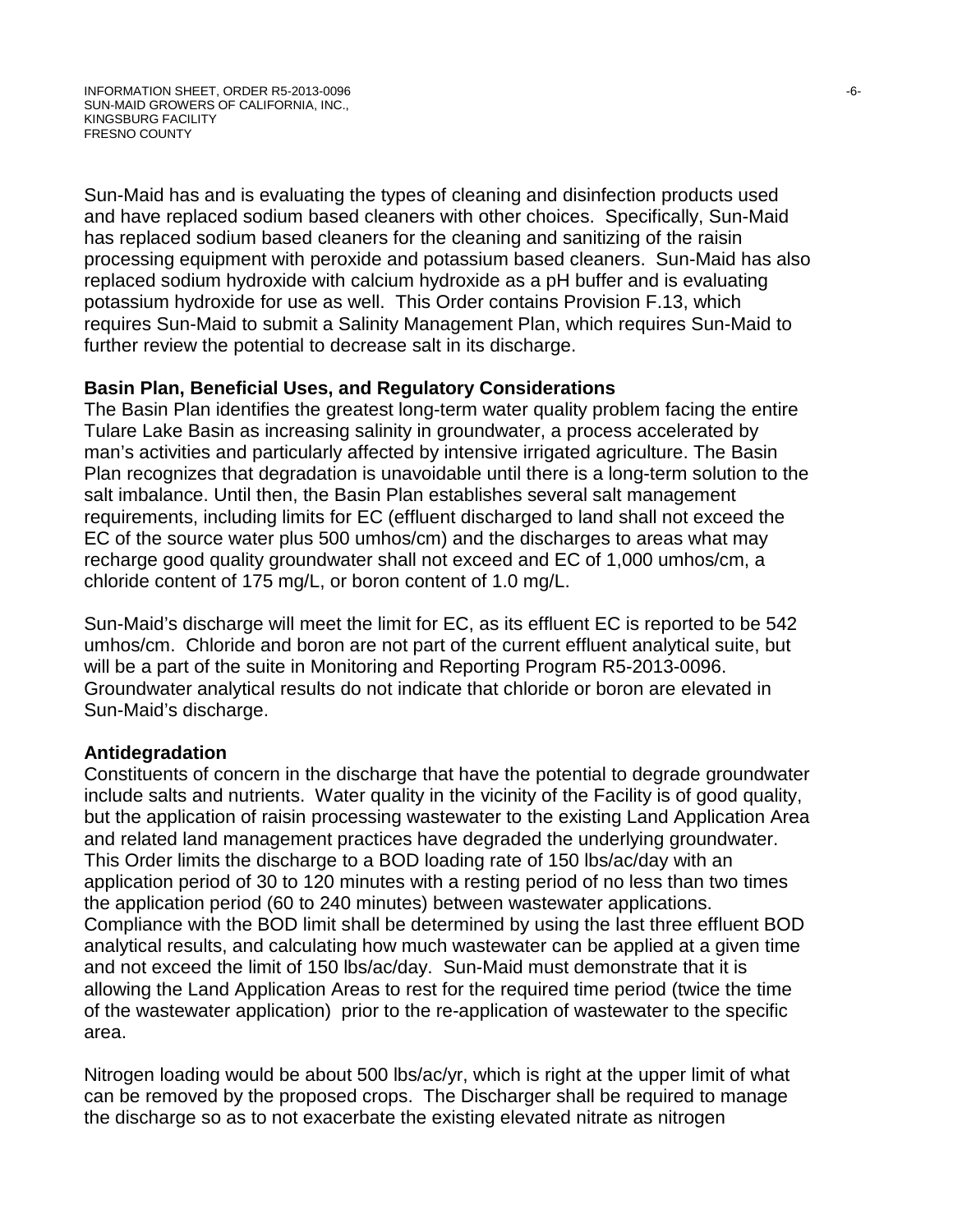Sun-Maid has and is evaluating the types of cleaning and disinfection products used and have replaced sodium based cleaners with other choices. Specifically, Sun-Maid has replaced sodium based cleaners for the cleaning and sanitizing of the raisin processing equipment with peroxide and potassium based cleaners. Sun-Maid has also replaced sodium hydroxide with calcium hydroxide as a pH buffer and is evaluating potassium hydroxide for use as well. This Order contains Provision F.13, which requires Sun-Maid to submit a Salinity Management Plan, which requires Sun-Maid to further review the potential to decrease salt in its discharge.

**Basin Plan, Beneficial Uses, and Regulatory Considerations**

The Basin Plan identifies the greatest long-term water quality problem facing the entire Tulare Lake Basin as increasing salinity in groundwater, a process accelerated by man's activities and particularly affected by intensive irrigated agriculture. The Basin Plan recognizes that degradation is unavoidable until there is a long-term solution to the salt imbalance. Until then, the Basin Plan establishes several salt management requirements, including limits for EC (effluent discharged to land shall not exceed the EC of the source water plus 500 umhos/cm) and the discharges to areas what may recharge good quality groundwater shall not exceed and EC of 1,000 umhos/cm, a chloride content of 175 mg/L, or boron content of 1.0 mg/L.

Sun-Maid's discharge will meet the limit for EC, as its effluent EC is reported to be 542 umhos/cm. Chloride and boron are not part of the current effluent analytical suite, but will be a part of the suite in Monitoring and Reporting Program R5-2013-0096. Groundwater analytical results do not indicate that chloride or boron are elevated in Sun-Maid's discharge.

**Antidegradation**

Constituents of concern in the discharge that have the potential to degrade groundwater include salts and nutrients. Water quality in the vicinity of the Facility is of good quality, but the application of raisin processing wastewater to the existing Land Application Area and related land management practices have degraded the underlying groundwater. This Order limits the discharge to a BOD loading rate of 150 lbs/ac/day with an application period of 30 to 120 minutes with a resting period of no less than two times the application period (60 to 240 minutes) between wastewater applications. Compliance with the BOD limit shall be determined by using the last three effluent BOD analytical results, and calculating how much wastewater can be applied at a given time and not exceed the limit of 150 lbs/ac/day. Sun-Maid must demonstrate that it is allowing the Land Application Areas to rest for the required time period (twice the time of the wastewater application) prior to the re-application of wastewater to the specific area.

Nitrogen loading would be about 500 lbs/ac/yr, which is right at the upper limit of what can be removed by the proposed crops. The Discharger shall be required to manage the discharge so as to not exacerbate the existing elevated nitrate as nitrogen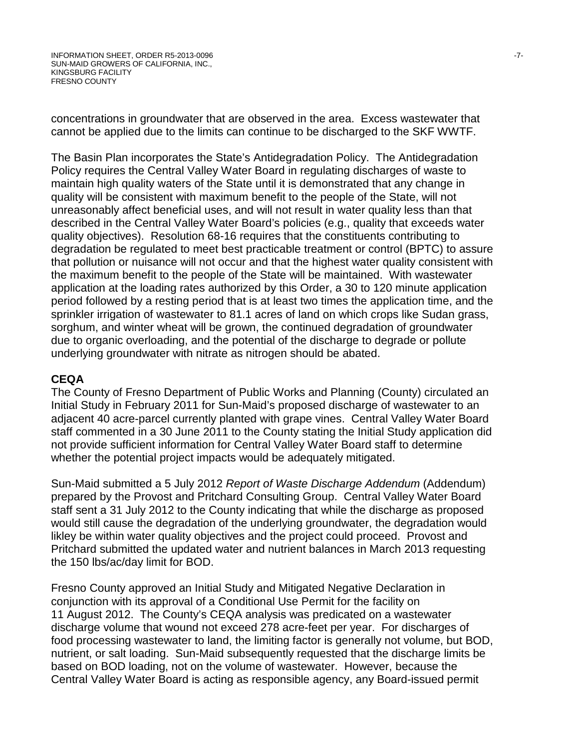concentrations in groundwater that are observed in the area. Excess wastewater that cannot be applied due to the limits can continue to be discharged to the SKF WWTF.

The Basin Plan incorporates the State's Antidegradation Policy. The Antidegradation Policy requires the Central Valley Water Board in regulating discharges of waste to maintain high quality waters of the State until it is demonstrated that any change in quality will be consistent with maximum benefit to the people of the State, will not unreasonably affect beneficial uses, and will not result in water quality less than that described in the Central Valley Water Board's policies (e.g., quality that exceeds water quality objectives). Resolution 68-16 requires that the constituents contributing to degradation be regulated to meet best practicable treatment or control (BPTC) to assure that pollution or nuisance will not occur and that the highest water quality consistent with the maximum benefit to the people of the State will be maintained. With wastewater application at the loading rates authorized by this Order, a 30 to 120 minute application period followed by a resting period that is at least two times the application time, and the sprinkler irrigation of wastewater to 81.1 acres of land on which crops like Sudan grass, sorghum, and winter wheat will be grown, the continued degradation of groundwater due to organic overloading, and the potential of the discharge to degrade or pollute underlying groundwater with nitrate as nitrogen should be abated.

**CEQA**

The County of Fresno Department of Public Works and Planning (County) circulated an Initial Study in February 2011 for Sun-Maid's proposed discharge of wastewater to an adjacent 40 acre-parcel currently planted with grape vines. Central Valley Water Board staff commented in a 30 June 2011 to the County stating the Initial Study application did not provide sufficient information for Central Valley Water Board staff to determine whether the potential project impacts would be adequately mitigated.

Sun-Maid submitted a 5 July 2012 *Report of Waste Discharge Addendum* (Addendum) prepared by the Provost and Pritchard Consulting Group. Central Valley Water Board staff sent a 31 July 2012 to the County indicating that while the discharge as proposed would still cause the degradation of the underlying groundwater, the degradation would likley be within water quality objectives and the project could proceed. Provost and Pritchard submitted the updated water and nutrient balances in March 2013 requesting the 150 lbs/ac/day limit for BOD.

Fresno County approved an Initial Study and Mitigated Negative Declaration in conjunction with its approval of a Conditional Use Permit for the facility on 11 August 2012. The County's CEQA analysis was predicated on a wastewater discharge volume that wound not exceed 278 acre-feet per year. For discharges of food processing wastewater to land, the limiting factor is generally not volume, but BOD, nutrient, or salt loading. Sun-Maid subsequently requested that the discharge limits be based on BOD loading, not on the volume of wastewater. However, because the Central Valley Water Board is acting as responsible agency, any Board-issued permit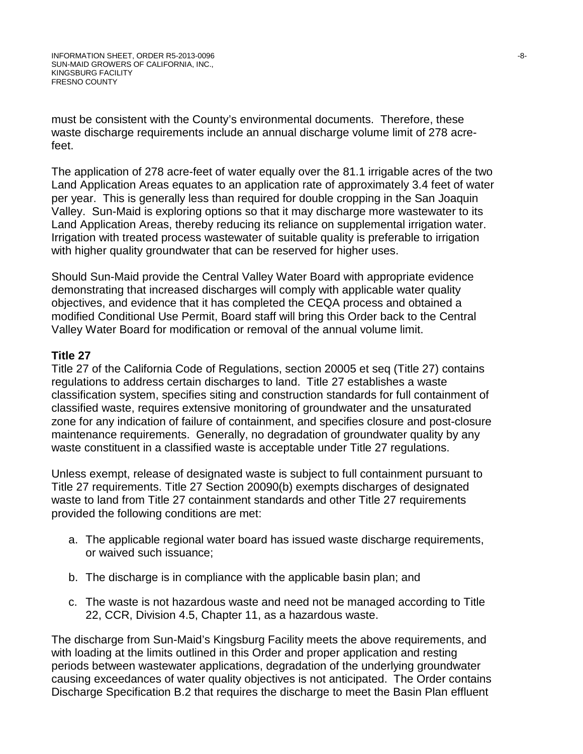must be consistent with the County's environmental documents. Therefore, these waste discharge requirements include an annual discharge volume limit of 278 acre-feet.

The application of 278 acre-feet of water equally over the 81.1 irrigable acres of the two Land Application Areas equates to an application rate of approximately 3.4 feet of water per year. This is generally less than required for double cropping in the San Joaquin Valley. Sun-Maid is exploring options so that it may discharge more wastewater to its Land Application Areas, thereby reducing its reliance on supplemental irrigation water. Irrigation with treated process wastewater of suitable quality is preferable to irrigation with higher quality groundwater that can be reserved for higher uses.

Should Sun-Maid provide the Central Valley Water Board with appropriate evidence demonstrating that increased discharges will comply with applicable water quality objectives, and evidence that it has completed the CEQA process and obtained a modified Conditional Use Permit, Board staff will bring this Order back to the Central Valley Water Board for modification or removal of the annual volume limit.

**Title 27**

Title 27 of the California Code of Regulations, section 20005 et seq (Title 27) contains regulations to address certain discharges to land. Title 27 establishes a waste classification system, specifies siting and construction standards for full containment of classified waste, requires extensive monitoring of groundwater and the unsaturated zone for any indication of failure of containment, and specifies closure and post-closure maintenance requirements. Generally, no degradation of groundwater quality by any waste constituent in a classified waste is acceptable under Title 27 regulations.

Unless exempt, release of designated waste is subject to full containment pursuant to Title 27 requirements. Title 27 Section 20090(b) exempts discharges of designated waste to land from Title 27 containment standards and other Title 27 requirements provided the following conditions are met:

a. The applicable regional water board has issued waste discharge requirements, or waived such issuance;

b. The discharge is in compliance with the applicable basin plan; and

c. The waste is not hazardous waste and need not be managed according to Title 22, CCR, Division 4.5, Chapter 11, as a hazardous waste.

The discharge from Sun-Maid's Kingsburg Facility meets the above requirements, and with loading at the limits outlined in this Order and proper application and resting periods between wastewater applications, degradation of the underlying groundwater causing exceedances of water quality objectives is not anticipated. The Order contains Discharge Specification B.2 that requires the discharge to meet the Basin Plan effluent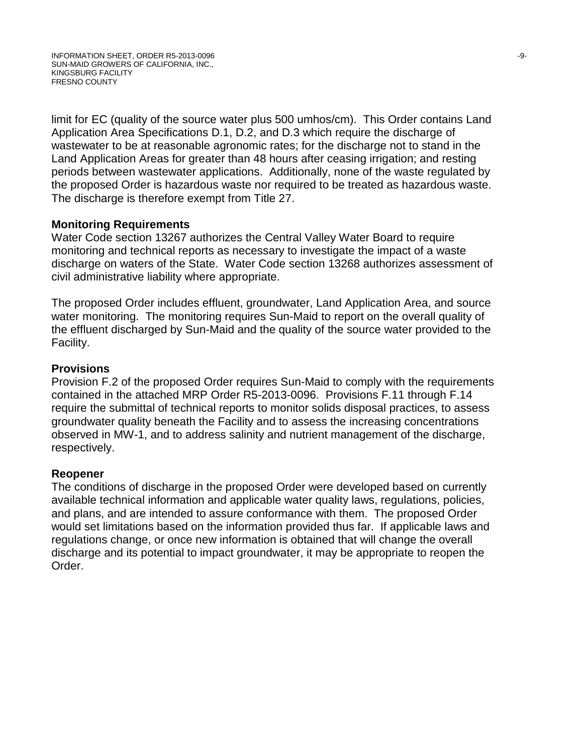limit for EC (quality of the source water plus 500 umhos/cm). This Order contains Land Application Area Specifications D.1, D.2, and D.3 which require the discharge of wastewater to be at reasonable agronomic rates; for the discharge not to stand in the Land Application Areas for greater than 48 hours after ceasing irrigation; and resting periods between wastewater applications. Additionally, none of the waste regulated by the proposed Order is hazardous waste nor required to be treated as hazardous waste. The discharge is therefore exempt from Title 27.

**Monitoring Requirements**

Water Code section 13267 authorizes the Central Valley Water Board to require monitoring and technical reports as necessary to investigate the impact of a waste discharge on waters of the State. Water Code section 13268 authorizes assessment of civil administrative liability where appropriate.

The proposed Order includes effluent, groundwater, Land Application Area, and source water monitoring. The monitoring requires Sun-Maid to report on the overall quality of the effluent discharged by Sun-Maid and the quality of the source water provided to the Facility.

**Provisions**

Provision F.2 of the proposed Order requires Sun-Maid to comply with the requirements contained in the attached MRP Order R5-2013-0096. Provisions F.11 through F.14 require the submittal of technical reports to monitor solids disposal practices, to assess groundwater quality beneath the Facility and to assess the increasing concentrations observed in MW-1, and to address salinity and nutrient management of the discharge, respectively.

**Reopener**

The conditions of discharge in the proposed Order were developed based on currently available technical information and applicable water quality laws, regulations, policies, and plans, and are intended to assure conformance with them. The proposed Order would set limitations based on the information provided thus far. If applicable laws and regulations change, or once new information is obtained that will change the overall discharge and its potential to impact groundwater, it may be appropriate to reopen the Order.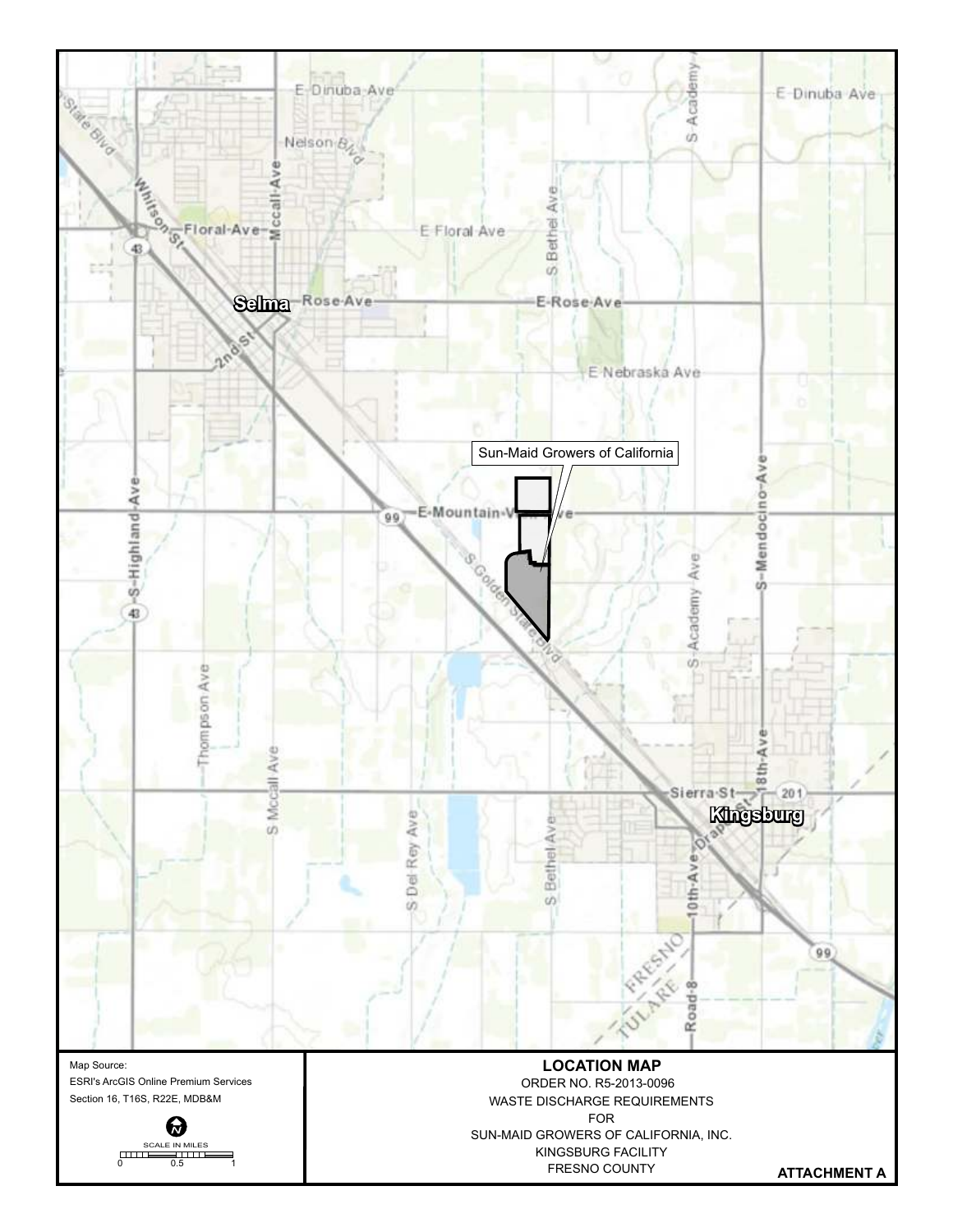Sun-Maid Growers of California

Map Source:
ESRI's ArcGIS Online Premium Services
Section 16, T16S, R22E, MDB&M

SCALE IN MILES

0 0.5 1

**LOCATION MAP**

ORDER NO. R5-2013-0096

WASTE DISCHARGE REQUIREMENTS

FOR

SUN-MAID GROWERS OF CALIFORNIA, INC.

KINGSBURG FACILITY

FRESNO COUNTY

**ATTACHMENT A**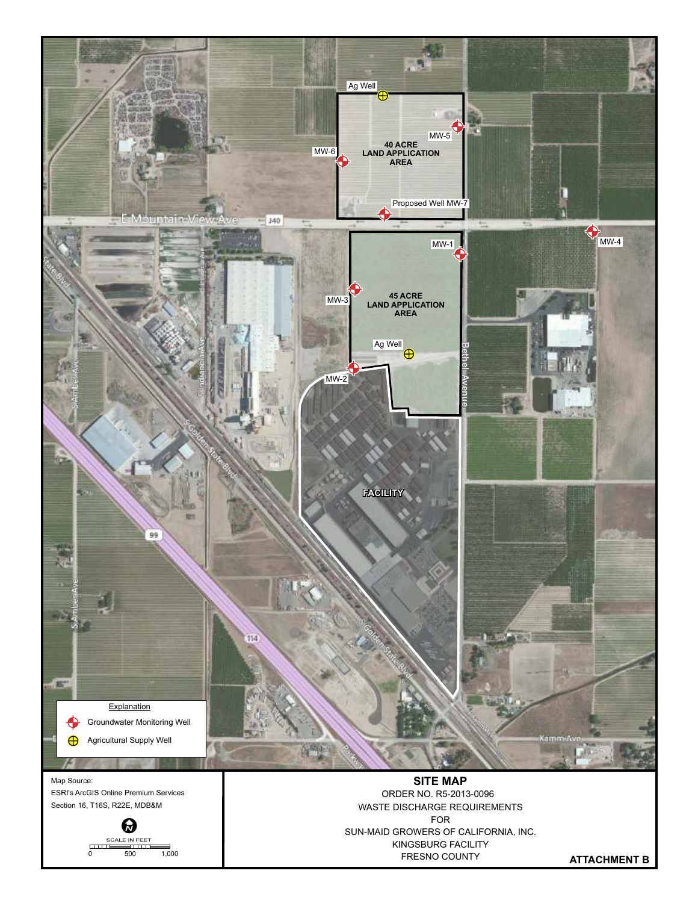Ag Well

MW-5

40 ACRE LAND APPLICATION AREA

MW-6

Proposed Well MW-7

E Mountain View Ave

J40

MW-1

MW-4

MW-3

45 ACRE LAND APPLICATION AREA

Ag Well

MW-2

Bethel Avenue

FACILITY

S Golden State Blvd

99

114

Kamm Ave

Explanation

Groundwater Monitoring Well

Agricultural Supply Well

Map Source:
ESRI's ArcGIS Online Premium Services
Section 16, T16S, R22E, MDB&M

SCALE IN FEET
0 500 1,000

## SITE MAP

ORDER NO. R5-2013-0096
WASTE DISCHARGE REQUIREMENTS
FOR
SUN-MAID GROWERS OF CALIFORNIA, INC.
KINGSBURG FACILITY
FRESNO COUNTY

**ATTACHMENT B**